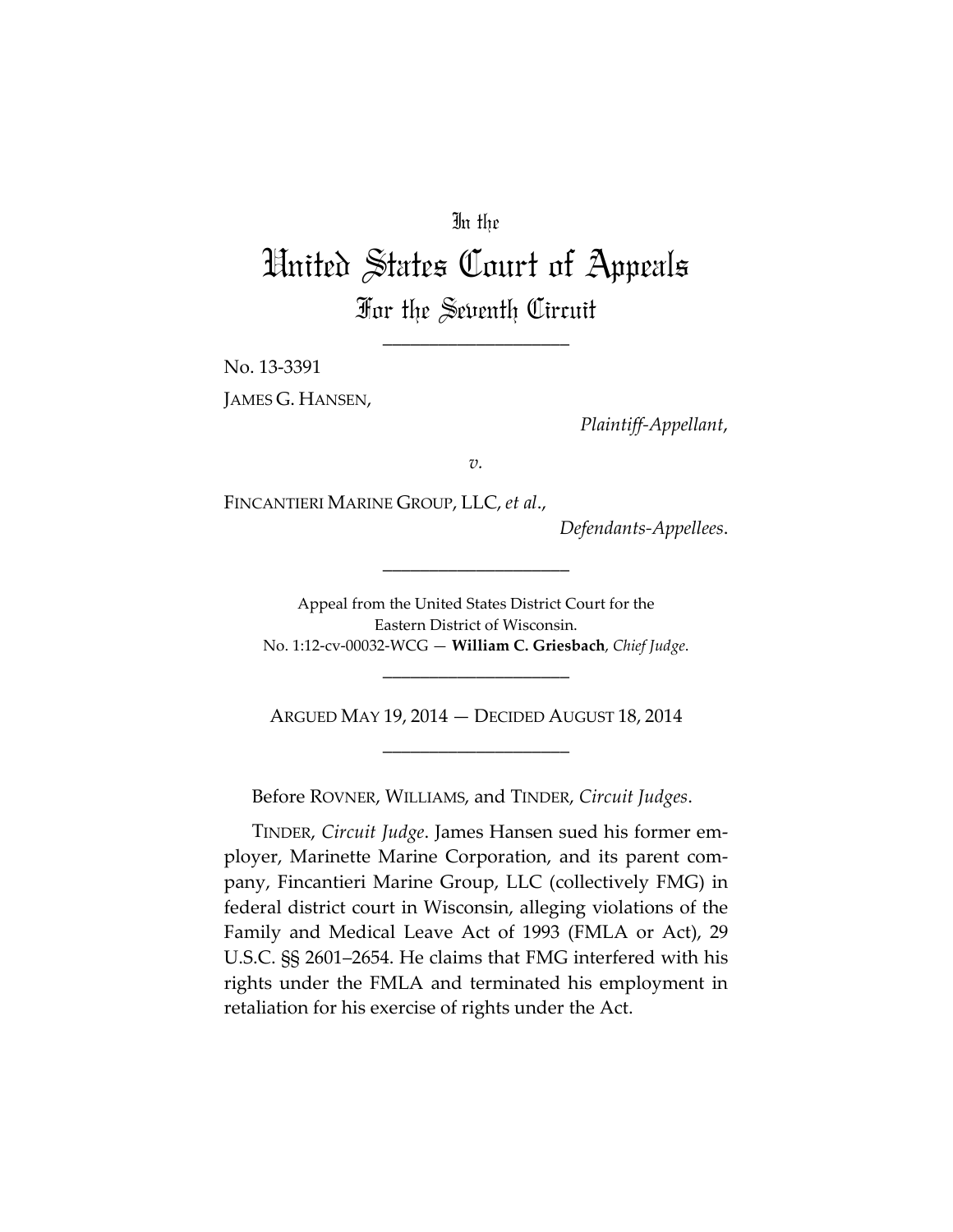In the

# United States Court of Appeals

## For the Seventh Circuit

---

No. 13-3391

JAMES G. HANSEN,

*Plaintiff-Appellant*,

*v.*

FINCANTIERI MARINE GROUP, LLC, *et al*.,

*Defendants-Appellees*.

---

Appeal from the United States District Court for the Eastern District of Wisconsin.
No. 1:12-cv-00032-WCG — **William C. Griesbach**, *Chief Judge*.

---

ARGUED MAY 19, 2014 — DECIDED AUGUST 18, 2014

---

Before ROVNER, WILLIAMS, and TINDER, *Circuit Judges*.

TINDER, *Circuit Judge*. James Hansen sued his former employer, Marinette Marine Corporation, and its parent company, Fincantieri Marine Group, LLC (collectively FMG) in federal district court in Wisconsin, alleging violations of the Family and Medical Leave Act of 1993 (FMLA or Act), 29 U.S.C. §§ 2601–2654. He claims that FMG interfered with his rights under the FMLA and terminated his employment in retaliation for his exercise of rights under the Act.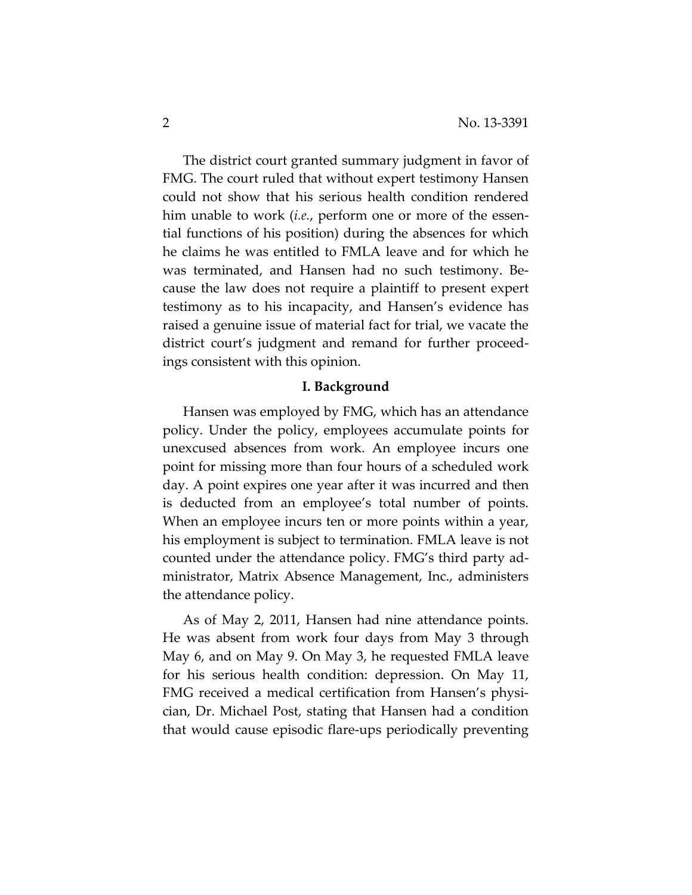The district court granted summary judgment in favor of FMG. The court ruled that without expert testimony Hansen could not show that his serious health condition rendered him unable to work (*i.e.*, perform one or more of the essential functions of his position) during the absences for which he claims he was entitled to FMLA leave and for which he was terminated, and Hansen had no such testimony. Because the law does not require a plaintiff to present expert testimony as to his incapacity, and Hansen's evidence has raised a genuine issue of material fact for trial, we vacate the district court's judgment and remand for further proceedings consistent with this opinion.

## I. Background

Hansen was employed by FMG, which has an attendance policy. Under the policy, employees accumulate points for unexcused absences from work. An employee incurs one point for missing more than four hours of a scheduled work day. A point expires one year after it was incurred and then is deducted from an employee's total number of points. When an employee incurs ten or more points within a year, his employment is subject to termination. FMLA leave is not counted under the attendance policy. FMG's third party administrator, Matrix Absence Management, Inc., administers the attendance policy.

As of May 2, 2011, Hansen had nine attendance points. He was absent from work four days from May 3 through May 6, and on May 9. On May 3, he requested FMLA leave for his serious health condition: depression. On May 11, FMG received a medical certification from Hansen's physician, Dr. Michael Post, stating that Hansen had a condition that would cause episodic flare-ups periodically preventing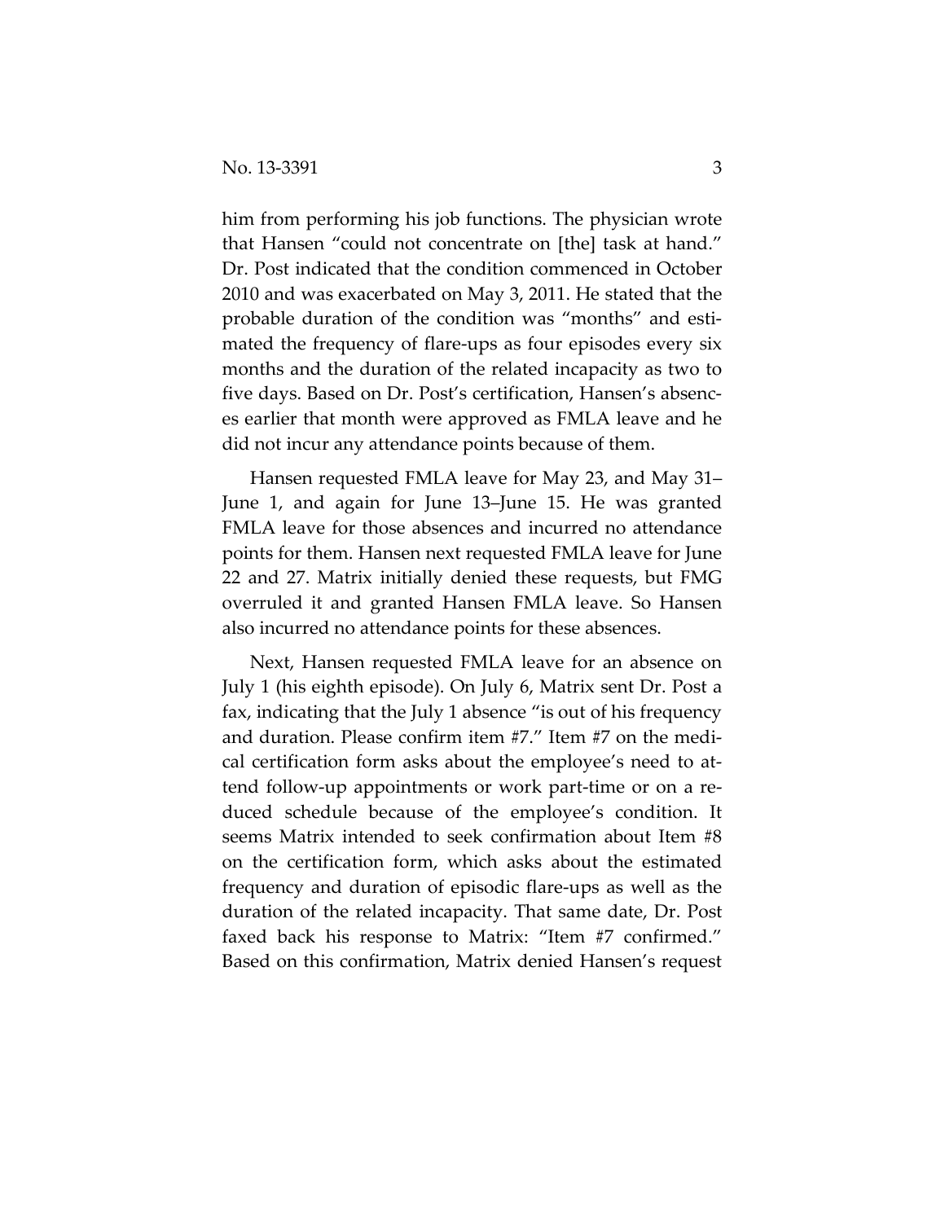him from performing his job functions. The physician wrote that Hansen "could not concentrate on [the] task at hand." Dr. Post indicated that the condition commenced in October 2010 and was exacerbated on May 3, 2011. He stated that the probable duration of the condition was "months" and estimated the frequency of flare-ups as four episodes every six months and the duration of the related incapacity as two to five days. Based on Dr. Post's certification, Hansen's absences earlier that month were approved as FMLA leave and he did not incur any attendance points because of them.

Hansen requested FMLA leave for May 23, and May 31–June 1, and again for June 13–June 15. He was granted FMLA leave for those absences and incurred no attendance points for them. Hansen next requested FMLA leave for June 22 and 27. Matrix initially denied these requests, but FMG overruled it and granted Hansen FMLA leave. So Hansen also incurred no attendance points for these absences.

Next, Hansen requested FMLA leave for an absence on July 1 (his eighth episode). On July 6, Matrix sent Dr. Post a fax, indicating that the July 1 absence "is out of his frequency and duration. Please confirm item #7." Item #7 on the medical certification form asks about the employee's need to attend follow-up appointments or work part-time or on a reduced schedule because of the employee's condition. It seems Matrix intended to seek confirmation about Item #8 on the certification form, which asks about the estimated frequency and duration of episodic flare-ups as well as the duration of the related incapacity. That same date, Dr. Post faxed back his response to Matrix: "Item #7 confirmed." Based on this confirmation, Matrix denied Hansen's request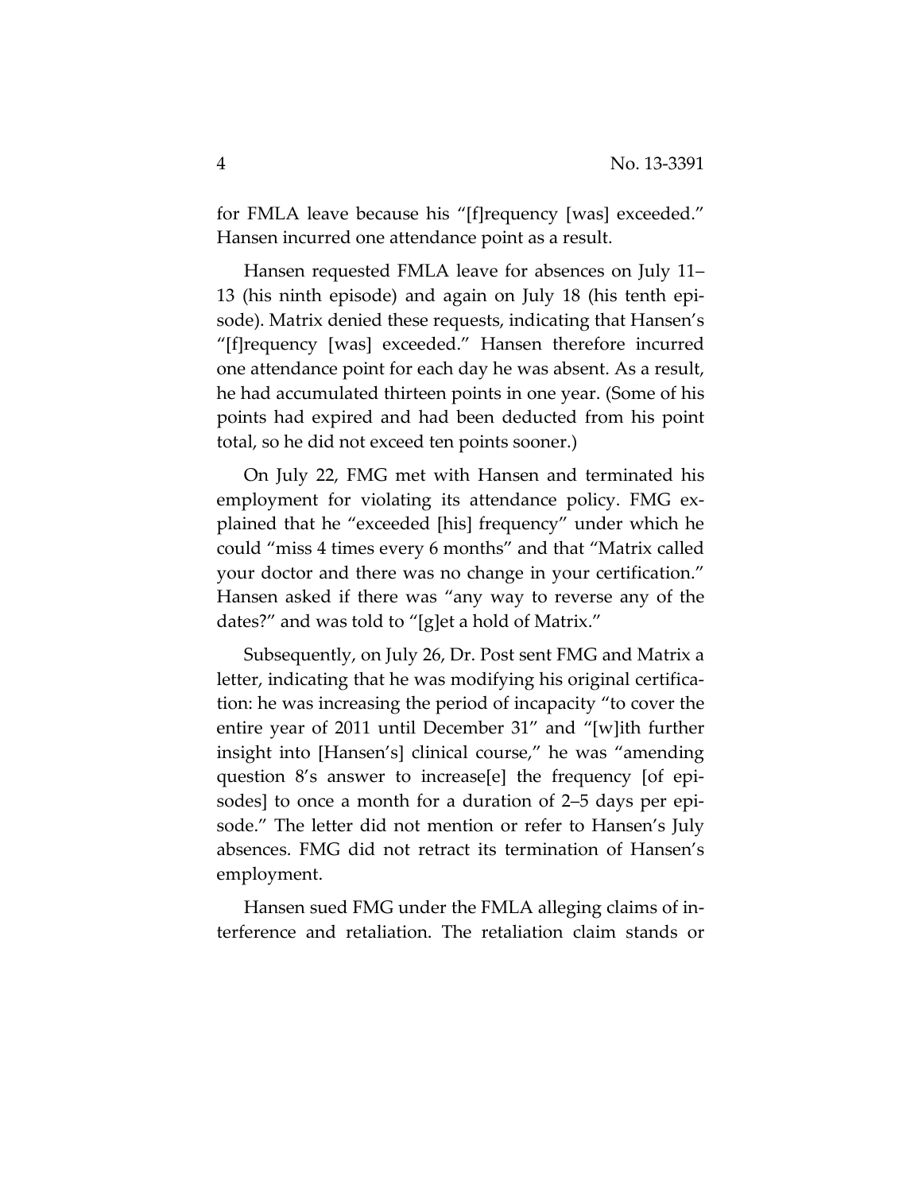for FMLA leave because his "[f]requency [was] exceeded." Hansen incurred one attendance point as a result.

Hansen requested FMLA leave for absences on July 11–13 (his ninth episode) and again on July 18 (his tenth episode). Matrix denied these requests, indicating that Hansen's "[f]requency [was] exceeded." Hansen therefore incurred one attendance point for each day he was absent. As a result, he had accumulated thirteen points in one year. (Some of his points had expired and had been deducted from his point total, so he did not exceed ten points sooner.)

On July 22, FMG met with Hansen and terminated his employment for violating its attendance policy. FMG explained that he "exceeded [his] frequency" under which he could "miss 4 times every 6 months" and that "Matrix called your doctor and there was no change in your certification." Hansen asked if there was "any way to reverse any of the dates?" and was told to "[g]et a hold of Matrix."

Subsequently, on July 26, Dr. Post sent FMG and Matrix a letter, indicating that he was modifying his original certification: he was increasing the period of incapacity "to cover the entire year of 2011 until December 31" and "[w]ith further insight into [Hansen's] clinical course," he was "amending question 8's answer to increase[e] the frequency [of episodes] to once a month for a duration of 2–5 days per episode." The letter did not mention or refer to Hansen's July absences. FMG did not retract its termination of Hansen's employment.

Hansen sued FMG under the FMLA alleging claims of interference and retaliation. The retaliation claim stands or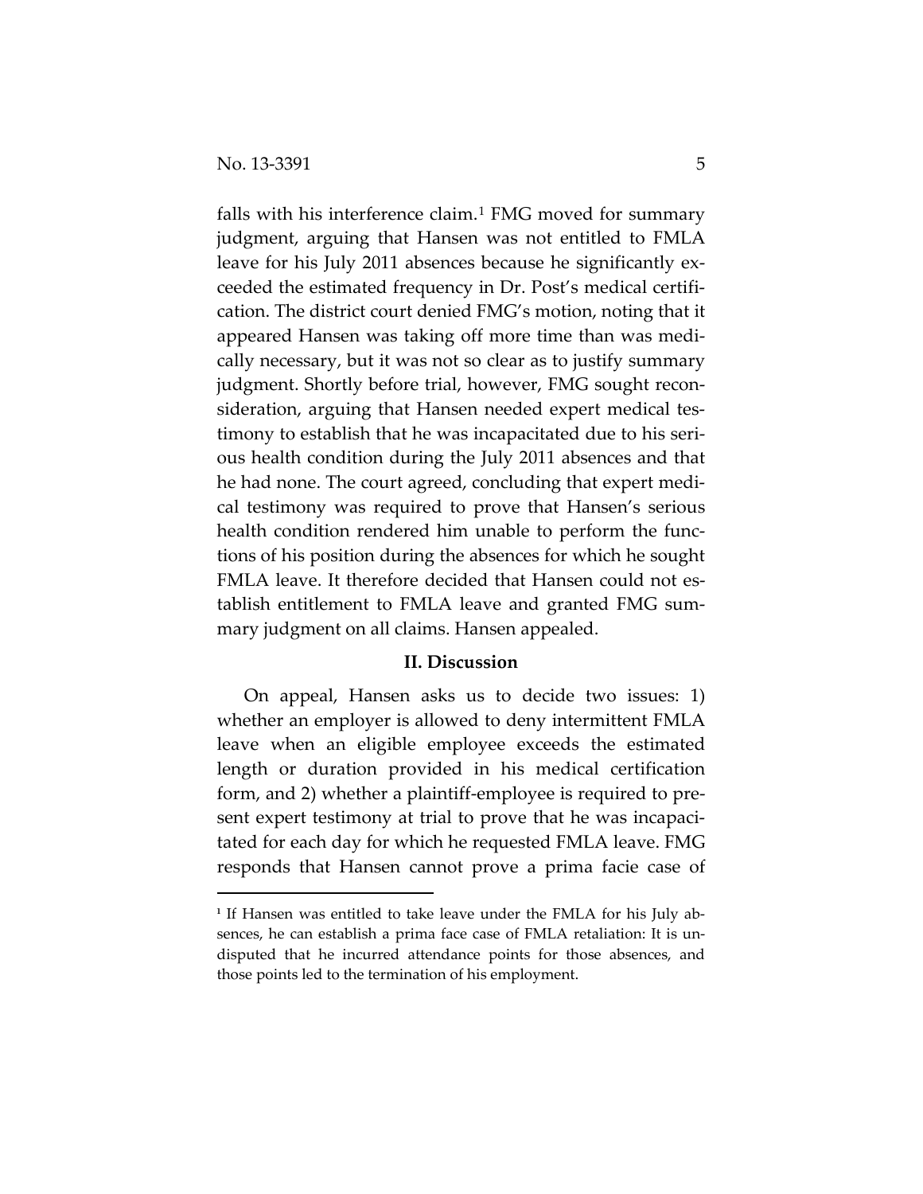falls with his interference claim.[1] FMG moved for summary judgment, arguing that Hansen was not entitled to FMLA leave for his July 2011 absences because he significantly exceeded the estimated frequency in Dr. Post's medical certification. The district court denied FMG's motion, noting that it appeared Hansen was taking off more time than was medically necessary, but it was not so clear as to justify summary judgment. Shortly before trial, however, FMG sought reconsideration, arguing that Hansen needed expert medical testimony to establish that he was incapacitated due to his serious health condition during the July 2011 absences and that he had none. The court agreed, concluding that expert medical testimony was required to prove that Hansen's serious health condition rendered him unable to perform the functions of his position during the absences for which he sought FMLA leave. It therefore decided that Hansen could not establish entitlement to FMLA leave and granted FMG summary judgment on all claims. Hansen appealed.

## II. Discussion

On appeal, Hansen asks us to decide two issues: 1) whether an employer is allowed to deny intermittent FMLA leave when an eligible employee exceeds the estimated length or duration provided in his medical certification form, and 2) whether a plaintiff-employee is required to present expert testimony at trial to prove that he was incapacitated for each day for which he requested FMLA leave. FMG responds that Hansen cannot prove a prima facie case of

---

[1] If Hansen was entitled to take leave under the FMLA for his July absences, he can establish a prima face case of FMLA retaliation: It is undisputed that he incurred attendance points for those absences, and those points led to the termination of his employment.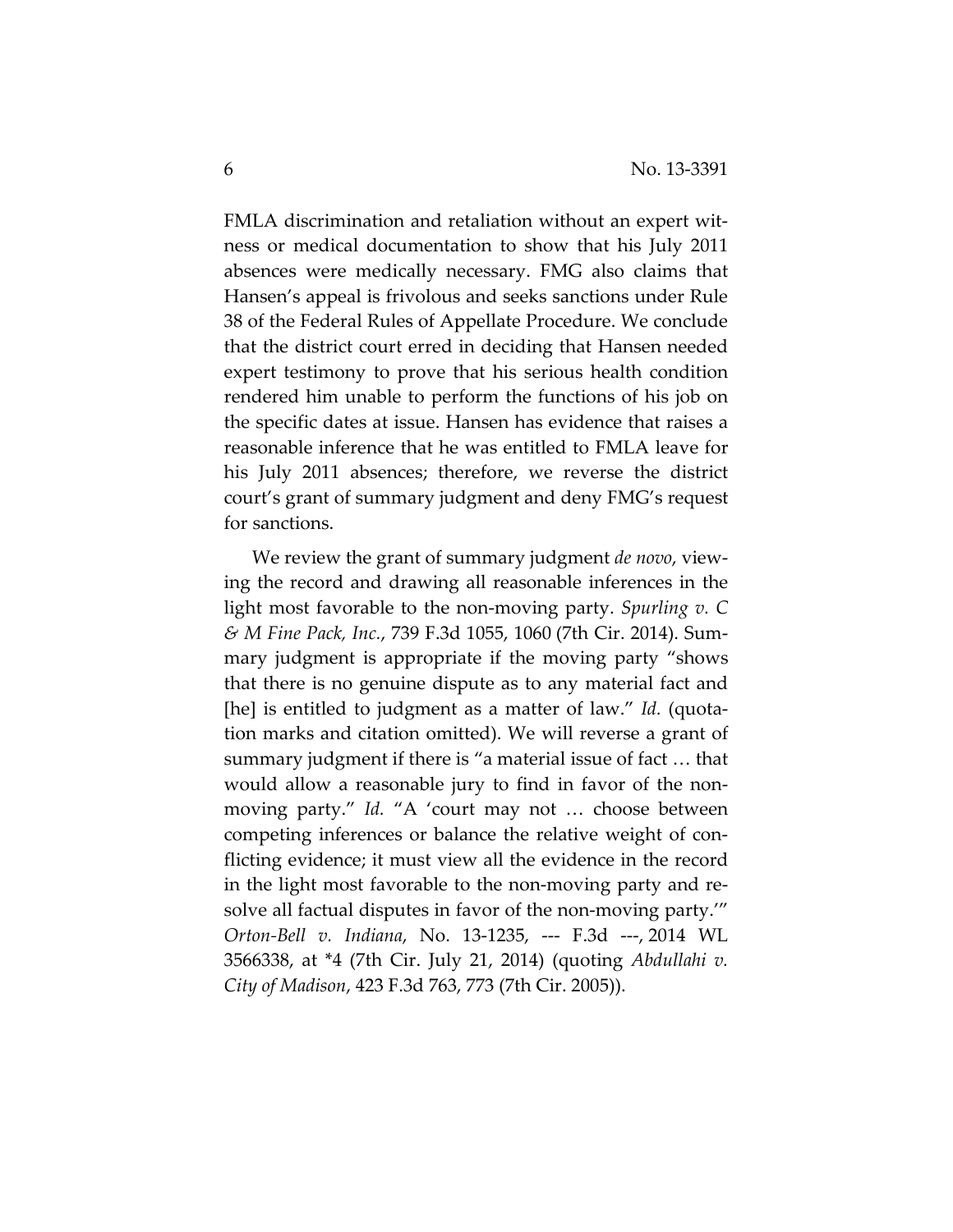FMLA discrimination and retaliation without an expert witness or medical documentation to show that his July 2011 absences were medically necessary. FMG also claims that Hansen's appeal is frivolous and seeks sanctions under Rule 38 of the Federal Rules of Appellate Procedure. We conclude that the district court erred in deciding that Hansen needed expert testimony to prove that his serious health condition rendered him unable to perform the functions of his job on the specific dates at issue. Hansen has evidence that raises a reasonable inference that he was entitled to FMLA leave for his July 2011 absences; therefore, we reverse the district court's grant of summary judgment and deny FMG's request for sanctions.

We review the grant of summary judgment *de novo*, viewing the record and drawing all reasonable inferences in the light most favorable to the non-moving party. *Spurling v. C & M Fine Pack, Inc.*, 739 F.3d 1055, 1060 (7th Cir. 2014). Summary judgment is appropriate if the moving party "shows that there is no genuine dispute as to any material fact and [he] is entitled to judgment as a matter of law." *Id.* (quotation marks and citation omitted). We will reverse a grant of summary judgment if there is "a material issue of fact … that would allow a reasonable jury to find in favor of the non-moving party." *Id.* "A 'court may not … choose between competing inferences or balance the relative weight of conflicting evidence; it must view all the evidence in the record in the light most favorable to the non-moving party and resolve all factual disputes in favor of the non-moving party.'" *Orton-Bell v. Indiana*, No. 13-1235, --- F.3d ---, 2014 WL 3566338, at *4 (7th Cir. July 21, 2014) (quoting *Abdullahi v. City of Madison*, 423 F.3d 763, 773 (7th Cir. 2005)).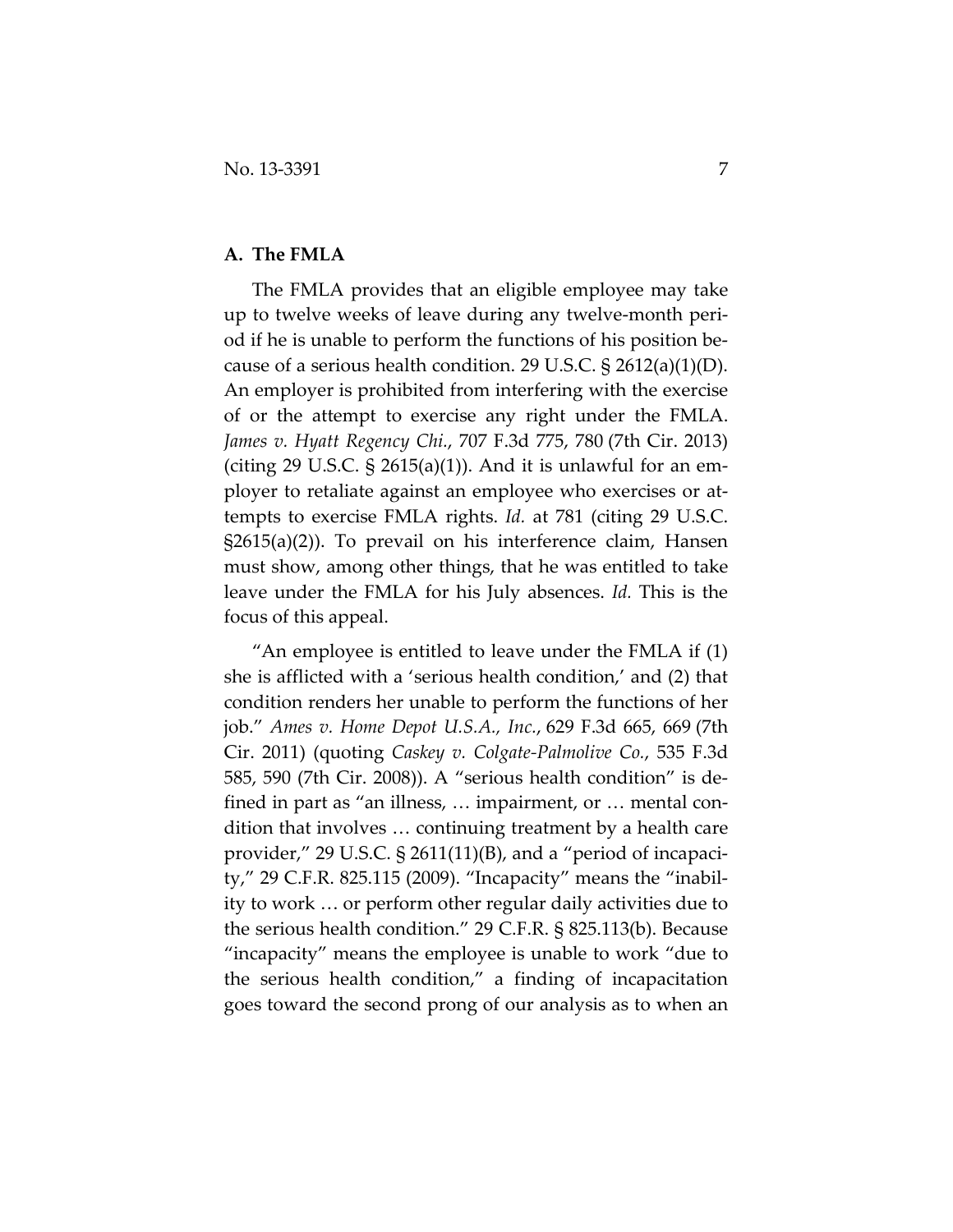### A. The FMLA

The FMLA provides that an eligible employee may take up to twelve weeks of leave during any twelve-month period if he is unable to perform the functions of his position because of a serious health condition. 29 U.S.C. § 2612(a)(1)(D). An employer is prohibited from interfering with the exercise of or the attempt to exercise any right under the FMLA. *James v. Hyatt Regency Chi.*, 707 F.3d 775, 780 (7th Cir. 2013) (citing 29 U.S.C. § 2615(a)(1)). And it is unlawful for an employer to retaliate against an employee who exercises or attempts to exercise FMLA rights. *Id.* at 781 (citing 29 U.S.C. §2615(a)(2)). To prevail on his interference claim, Hansen must show, among other things, that he was entitled to take leave under the FMLA for his July absences. *Id.* This is the focus of this appeal.

"An employee is entitled to leave under the FMLA if (1) she is afflicted with a 'serious health condition,' and (2) that condition renders her unable to perform the functions of her job." *Ames v. Home Depot U.S.A., Inc.*, 629 F.3d 665, 669 (7th Cir. 2011) (quoting *Caskey v. Colgate-Palmolive Co.*, 535 F.3d 585, 590 (7th Cir. 2008)). A "serious health condition" is defined in part as "an illness, … impairment, or … mental condition that involves … continuing treatment by a health care provider," 29 U.S.C. § 2611(11)(B), and a "period of incapacity," 29 C.F.R. 825.115 (2009). "Incapacity" means the "inability to work … or perform other regular daily activities due to the serious health condition." 29 C.F.R. § 825.113(b). Because "incapacity" means the employee is unable to work "due to the serious health condition," a finding of incapacitation goes toward the second prong of our analysis as to when an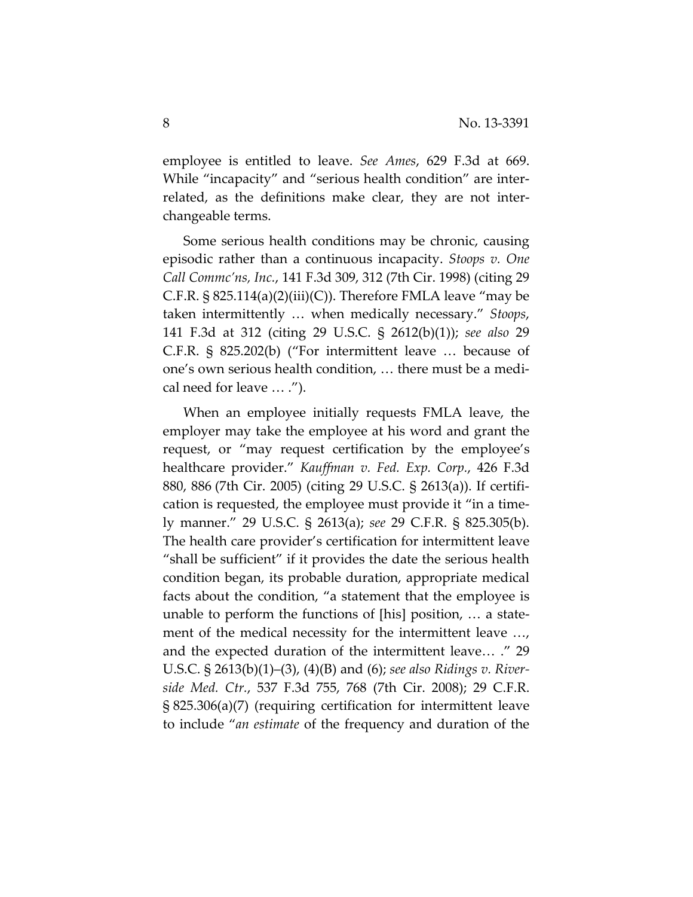employee is entitled to leave. *See Ames*, 629 F.3d at 669. While "incapacity" and "serious health condition" are interrelated, as the definitions make clear, they are not interchangeable terms.

Some serious health conditions may be chronic, causing episodic rather than a continuous incapacity. *Stoops v. One Call Commc'ns, Inc.*, 141 F.3d 309, 312 (7th Cir. 1998) (citing 29 C.F.R. § 825.114(a)(2)(iii)(C)). Therefore FMLA leave "may be taken intermittently … when medically necessary." *Stoops*, 141 F.3d at 312 (citing 29 U.S.C. § 2612(b)(1)); *see also* 29 C.F.R. § 825.202(b) ("For intermittent leave … because of one's own serious health condition, … there must be a medical need for leave … .").

When an employee initially requests FMLA leave, the employer may take the employee at his word and grant the request, or "may request certification by the employee's healthcare provider." *Kauffman v. Fed. Exp. Corp.*, 426 F.3d 880, 886 (7th Cir. 2005) (citing 29 U.S.C. § 2613(a)). If certification is requested, the employee must provide it "in a timely manner." 29 U.S.C. § 2613(a); *see* 29 C.F.R. § 825.305(b). The health care provider's certification for intermittent leave "shall be sufficient" if it provides the date the serious health condition began, its probable duration, appropriate medical facts about the condition, "a statement that the employee is unable to perform the functions of [his] position, … a statement of the medical necessity for the intermittent leave …, and the expected duration of the intermittent leave… ." 29 U.S.C. § 2613(b)(1)–(3), (4)(B) and (6); *see also Ridings v. Riverside Med. Ctr.*, 537 F.3d 755, 768 (7th Cir. 2008); 29 C.F.R. § 825.306(a)(7) (requiring certification for intermittent leave to include "*an estimate* of the frequency and duration of the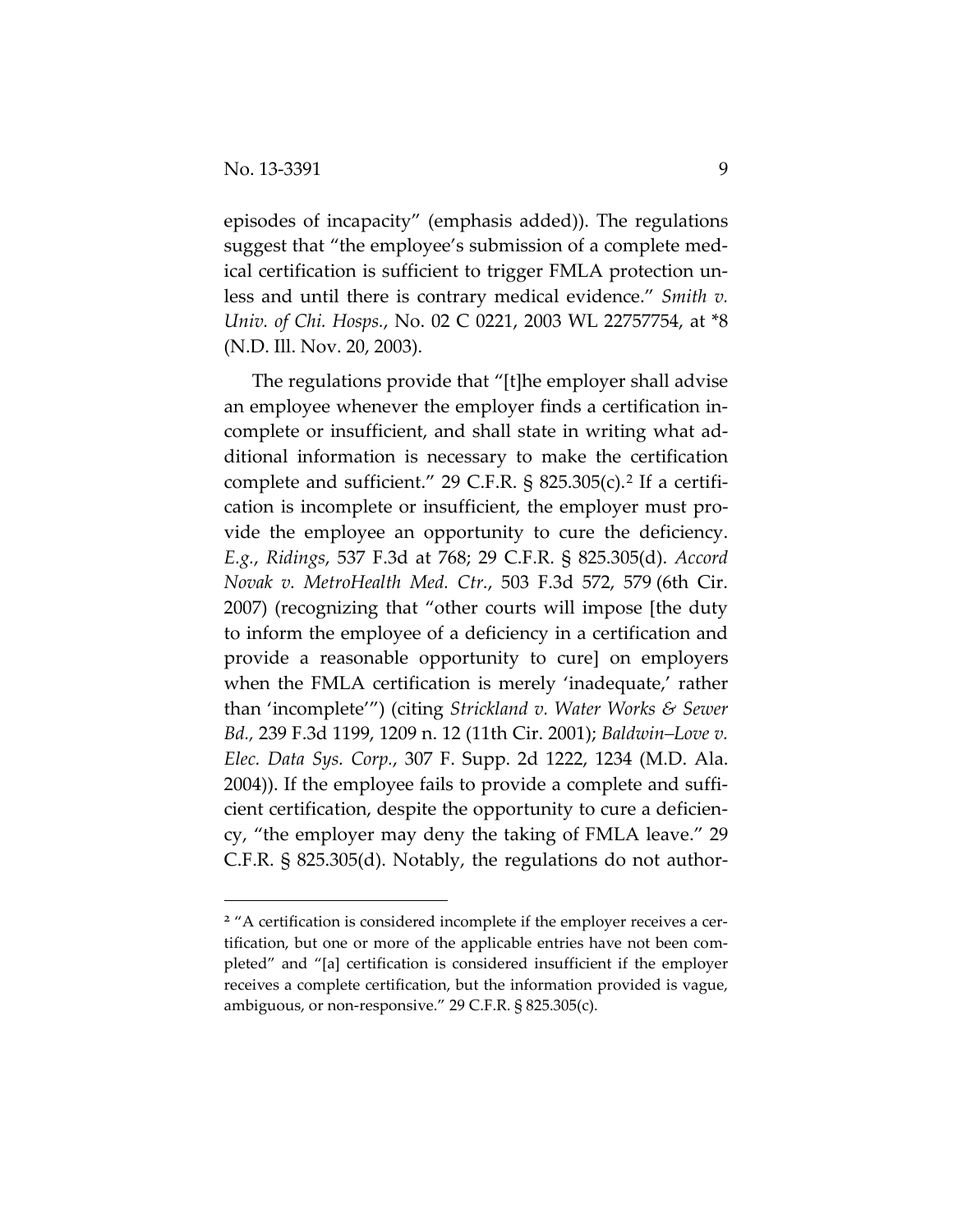episodes of incapacity" (emphasis added)). The regulations suggest that "the employee's submission of a complete medical certification is sufficient to trigger FMLA protection unless and until there is contrary medical evidence." *Smith v. Univ. of Chi. Hosps.*, No. 02 C 0221, 2003 WL 22757754, at *8 (N.D. Ill. Nov. 20, 2003).

The regulations provide that "[t]he employer shall advise an employee whenever the employer finds a certification incomplete or insufficient, and shall state in writing what additional information is necessary to make the certification complete and sufficient." 29 C.F.R. § 825.305(c).[2] If a certification is incomplete or insufficient, the employer must provide the employee an opportunity to cure the deficiency. *E.g.*, *Ridings*, 537 F.3d at 768; 29 C.F.R. § 825.305(d). *Accord Novak v. MetroHealth Med. Ctr.*, 503 F.3d 572, 579 (6th Cir. 2007) (recognizing that "other courts will impose [the duty to inform the employee of a deficiency in a certification and provide a reasonable opportunity to cure] on employers when the FMLA certification is merely 'inadequate,' rather than 'incomplete'") (citing *Strickland v. Water Works & Sewer Bd.*, 239 F.3d 1199, 1209 n. 12 (11th Cir. 2001); *Baldwin–Love v. Elec. Data Sys. Corp.*, 307 F. Supp. 2d 1222, 1234 (M.D. Ala. 2004)). If the employee fails to provide a complete and sufficient certification, despite the opportunity to cure a deficiency, "the employer may deny the taking of FMLA leave." 29 C.F.R. § 825.305(d). Notably, the regulations do not author-

[2] "A certification is considered incomplete if the employer receives a certification, but one or more of the applicable entries have not been completed" and "[a] certification is considered insufficient if the employer receives a complete certification, but the information provided is vague, ambiguous, or non-responsive." 29 C.F.R. § 825.305(c).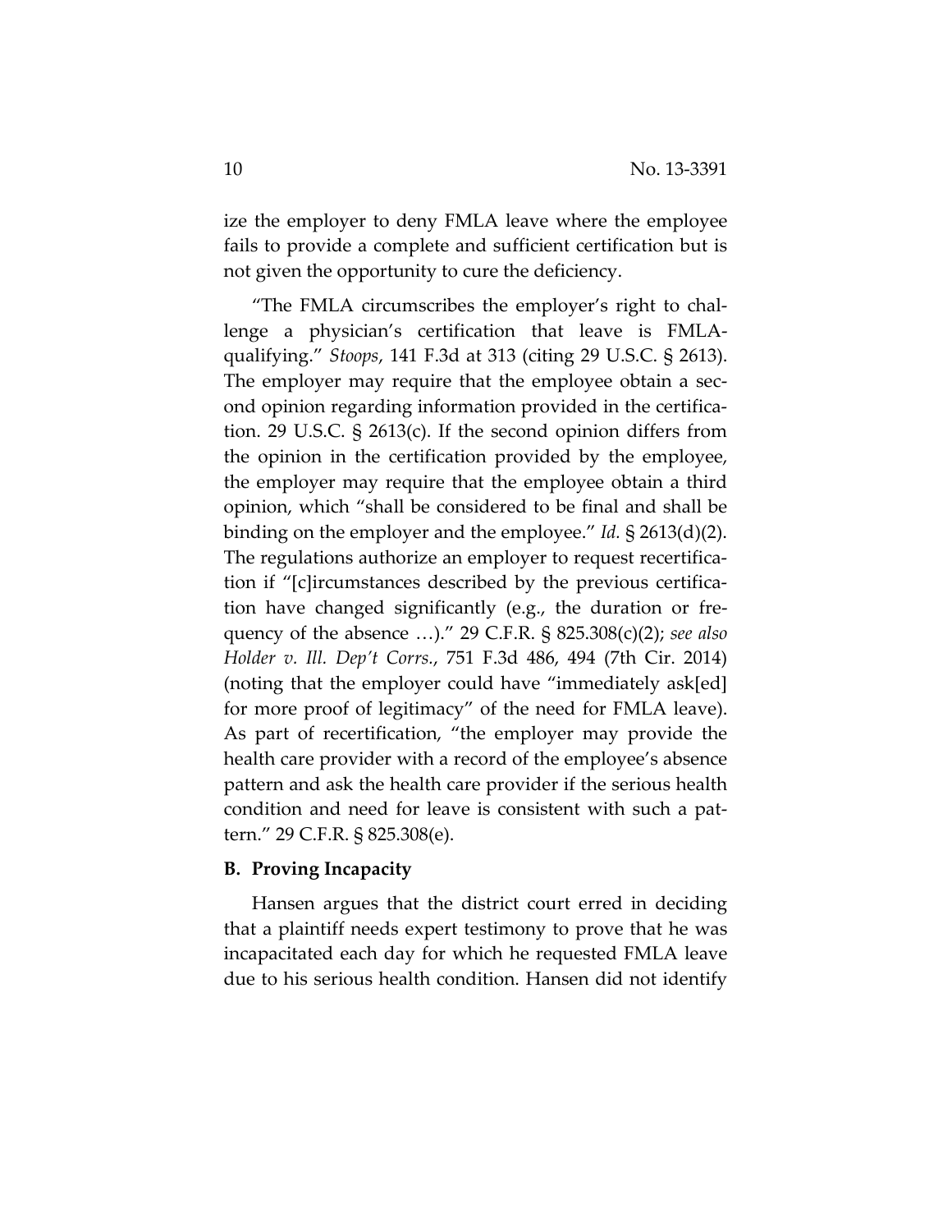ize the employer to deny FMLA leave where the employee fails to provide a complete and sufficient certification but is not given the opportunity to cure the deficiency.

"The FMLA circumscribes the employer's right to challenge a physician's certification that leave is FMLA-qualifying." *Stoops*, 141 F.3d at 313 (citing 29 U.S.C. § 2613). The employer may require that the employee obtain a second opinion regarding information provided in the certification. 29 U.S.C. § 2613(c). If the second opinion differs from the opinion in the certification provided by the employee, the employer may require that the employee obtain a third opinion, which "shall be considered to be final and shall be binding on the employer and the employee." *Id.* § 2613(d)(2). The regulations authorize an employer to request recertification if "[c]ircumstances described by the previous certification have changed significantly (e.g., the duration or frequency of the absence …)." 29 C.F.R. § 825.308(c)(2); *see also Holder v. Ill. Dep't Corrs.*, 751 F.3d 486, 494 (7th Cir. 2014) (noting that the employer could have "immediately ask[ed] for more proof of legitimacy" of the need for FMLA leave). As part of recertification, "the employer may provide the health care provider with a record of the employee's absence pattern and ask the health care provider if the serious health condition and need for leave is consistent with such a pattern." 29 C.F.R. § 825.308(e).

**B. Proving Incapacity**

Hansen argues that the district court erred in deciding that a plaintiff needs expert testimony to prove that he was incapacitated each day for which he requested FMLA leave due to his serious health condition. Hansen did not identify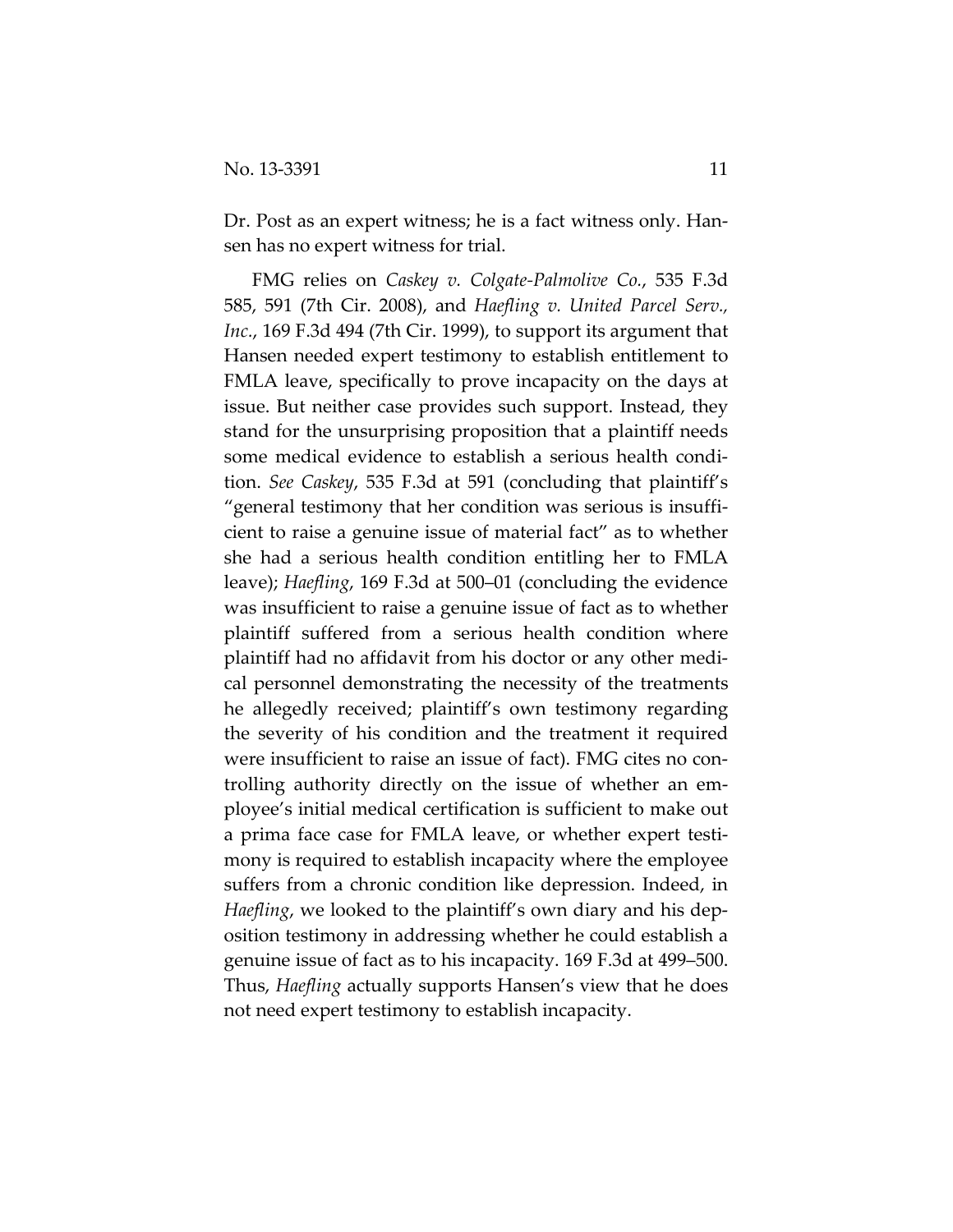Dr. Post as an expert witness; he is a fact witness only. Hansen has no expert witness for trial.

FMG relies on *Caskey v. Colgate-Palmolive Co.*, 535 F.3d 585, 591 (7th Cir. 2008), and *Haefling v. United Parcel Serv., Inc.*, 169 F.3d 494 (7th Cir. 1999), to support its argument that Hansen needed expert testimony to establish entitlement to FMLA leave, specifically to prove incapacity on the days at issue. But neither case provides such support. Instead, they stand for the unsurprising proposition that a plaintiff needs some medical evidence to establish a serious health condition. *See Caskey*, 535 F.3d at 591 (concluding that plaintiff's "general testimony that her condition was serious is insufficient to raise a genuine issue of material fact" as to whether she had a serious health condition entitling her to FMLA leave); *Haefling*, 169 F.3d at 500–01 (concluding the evidence was insufficient to raise a genuine issue of fact as to whether plaintiff suffered from a serious health condition where plaintiff had no affidavit from his doctor or any other medical personnel demonstrating the necessity of the treatments he allegedly received; plaintiff's own testimony regarding the severity of his condition and the treatment it required were insufficient to raise an issue of fact). FMG cites no controlling authority directly on the issue of whether an employee's initial medical certification is sufficient to make out a prima face case for FMLA leave, or whether expert testimony is required to establish incapacity where the employee suffers from a chronic condition like depression. Indeed, in *Haefling*, we looked to the plaintiff's own diary and his deposition testimony in addressing whether he could establish a genuine issue of fact as to his incapacity. 169 F.3d at 499–500. Thus, *Haefling* actually supports Hansen's view that he does not need expert testimony to establish incapacity.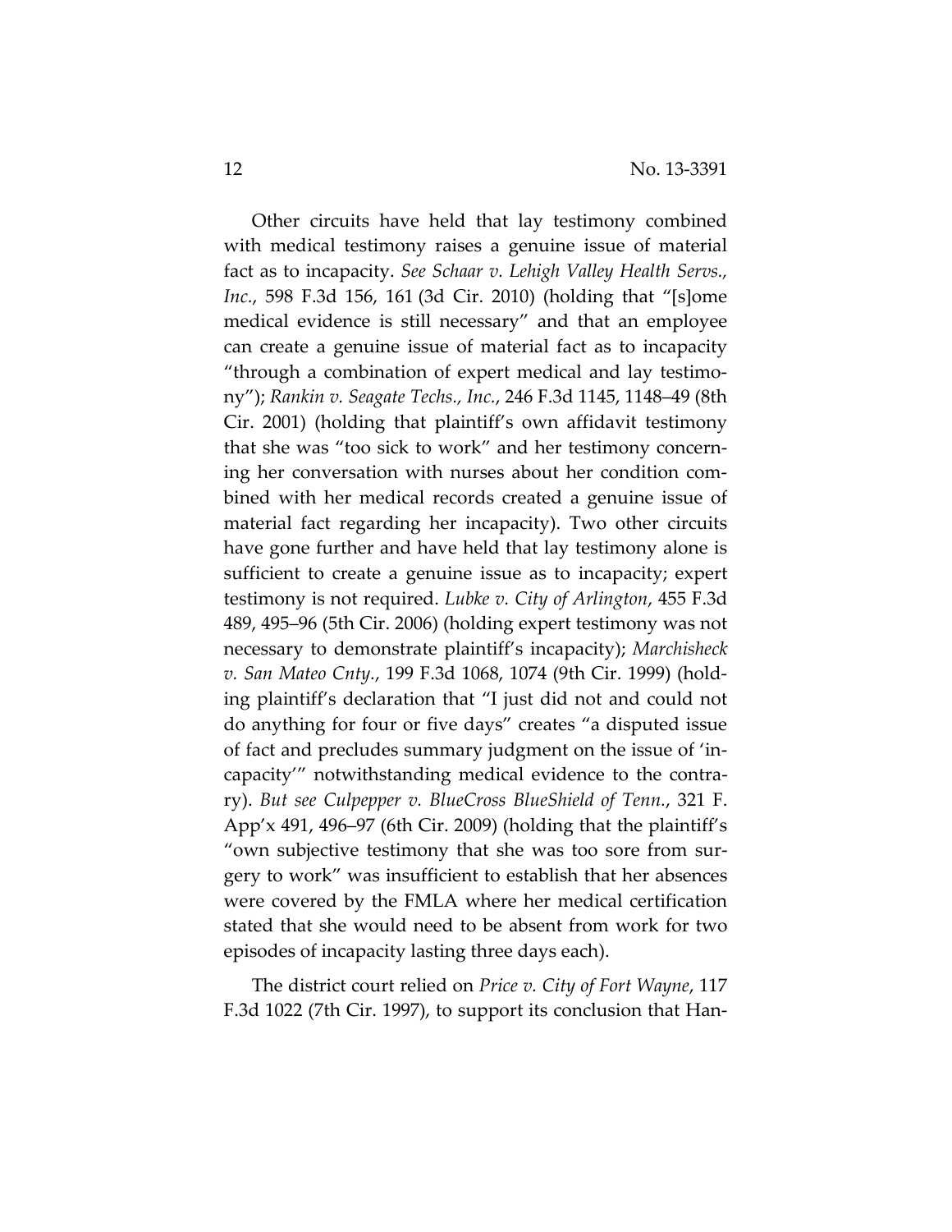Other circuits have held that lay testimony combined with medical testimony raises a genuine issue of material fact as to incapacity. *See Schaar v. Lehigh Valley Health Servs., Inc.*, 598 F.3d 156, 161 (3d Cir. 2010) (holding that "[s]ome medical evidence is still necessary" and that an employee can create a genuine issue of material fact as to incapacity "through a combination of expert medical and lay testimony"); *Rankin v. Seagate Techs., Inc.*, 246 F.3d 1145, 1148–49 (8th Cir. 2001) (holding that plaintiff's own affidavit testimony that she was "too sick to work" and her testimony concerning her conversation with nurses about her condition combined with her medical records created a genuine issue of material fact regarding her incapacity). Two other circuits have gone further and have held that lay testimony alone is sufficient to create a genuine issue as to incapacity; expert testimony is not required. *Lubke v. City of Arlington*, 455 F.3d 489, 495–96 (5th Cir. 2006) (holding expert testimony was not necessary to demonstrate plaintiff's incapacity); *Marchisheck v. San Mateo Cnty.*, 199 F.3d 1068, 1074 (9th Cir. 1999) (holding plaintiff's declaration that "I just did not and could not do anything for four or five days" creates "a disputed issue of fact and precludes summary judgment on the issue of 'incapacity'" notwithstanding medical evidence to the contrary). *But see Culpepper v. BlueCross BlueShield of Tenn.*, 321 F. App'x 491, 496–97 (6th Cir. 2009) (holding that the plaintiff's "own subjective testimony that she was too sore from surgery to work" was insufficient to establish that her absences were covered by the FMLA where her medical certification stated that she would need to be absent from work for two episodes of incapacity lasting three days each).

The district court relied on *Price v. City of Fort Wayne*, 117 F.3d 1022 (7th Cir. 1997), to support its conclusion that Han-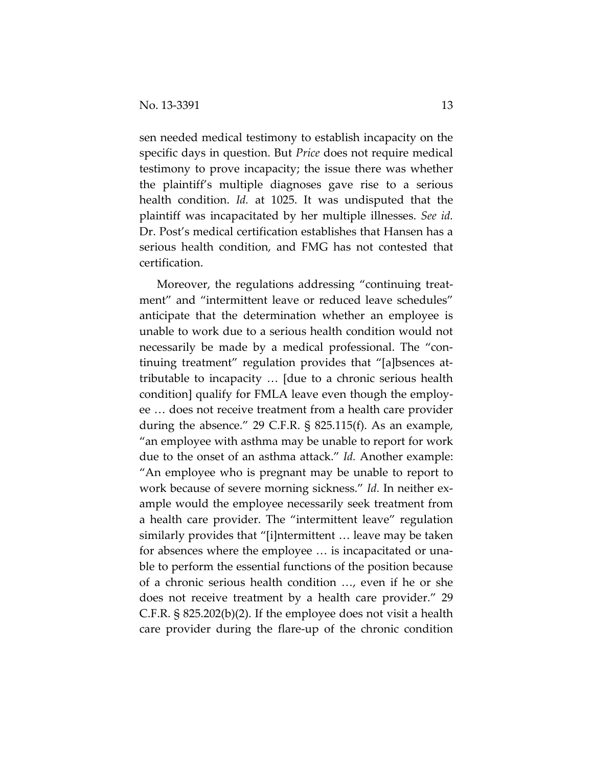sen needed medical testimony to establish incapacity on the specific days in question. But *Price* does not require medical testimony to prove incapacity; the issue there was whether the plaintiff's multiple diagnoses gave rise to a serious health condition. *Id.* at 1025. It was undisputed that the plaintiff was incapacitated by her multiple illnesses. *See id.* Dr. Post's medical certification establishes that Hansen has a serious health condition, and FMG has not contested that certification.

Moreover, the regulations addressing "continuing treatment" and "intermittent leave or reduced leave schedules" anticipate that the determination whether an employee is unable to work due to a serious health condition would not necessarily be made by a medical professional. The "continuing treatment" regulation provides that "[a]bsences attributable to incapacity … [due to a chronic serious health condition] qualify for FMLA leave even though the employee … does not receive treatment from a health care provider during the absence." 29 C.F.R. § 825.115(f). As an example, "an employee with asthma may be unable to report for work due to the onset of an asthma attack." *Id.* Another example: "An employee who is pregnant may be unable to report to work because of severe morning sickness." *Id.* In neither example would the employee necessarily seek treatment from a health care provider. The "intermittent leave" regulation similarly provides that "[i]ntermittent … leave may be taken for absences where the employee … is incapacitated or unable to perform the essential functions of the position because of a chronic serious health condition …, even if he or she does not receive treatment by a health care provider." 29 C.F.R. § 825.202(b)(2). If the employee does not visit a health care provider during the flare-up of the chronic condition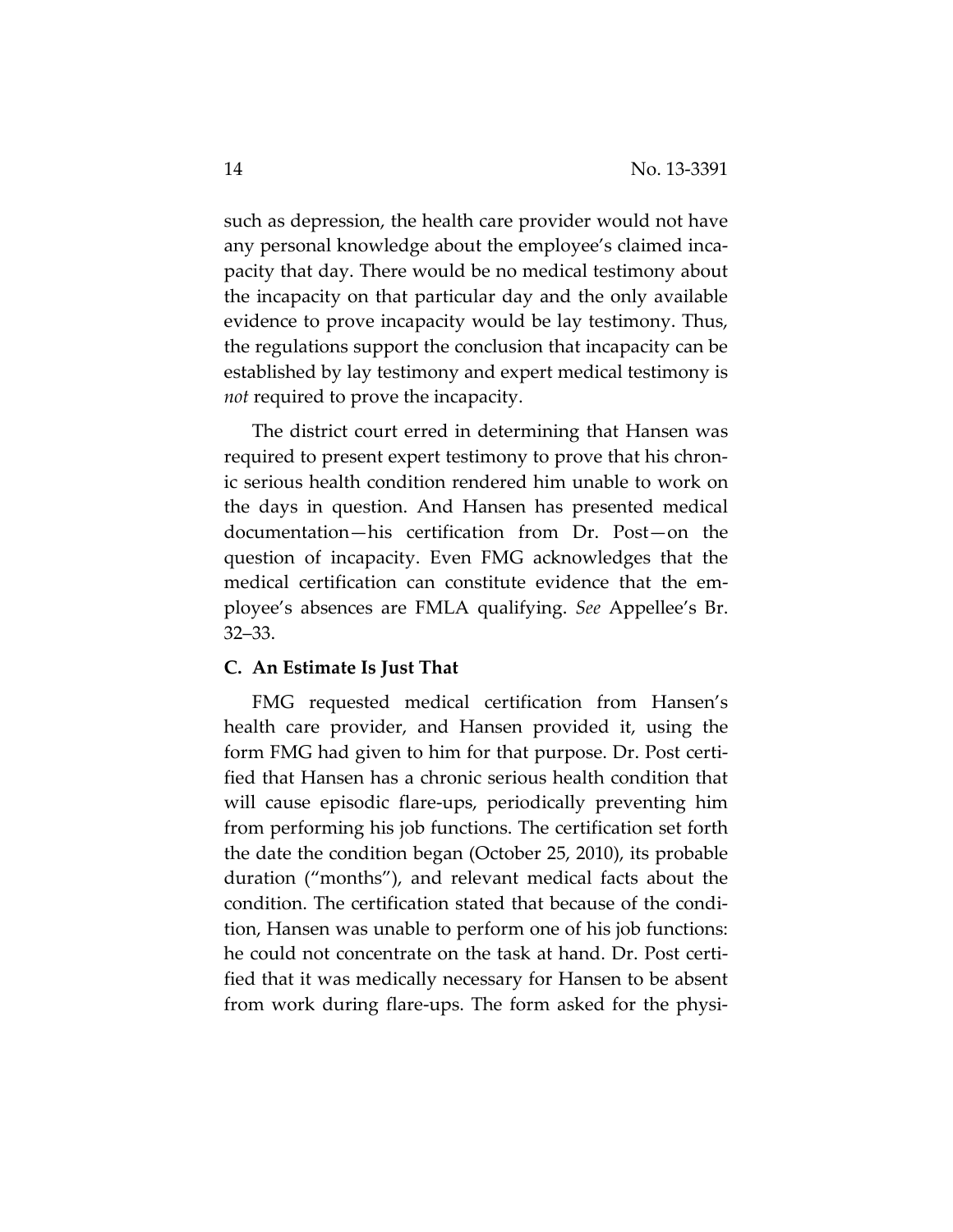such as depression, the health care provider would not have any personal knowledge about the employee's claimed incapacity that day. There would be no medical testimony about the incapacity on that particular day and the only available evidence to prove incapacity would be lay testimony. Thus, the regulations support the conclusion that incapacity can be established by lay testimony and expert medical testimony is *not* required to prove the incapacity.

The district court erred in determining that Hansen was required to present expert testimony to prove that his chronic serious health condition rendered him unable to work on the days in question. And Hansen has presented medical documentation—his certification from Dr. Post—on the question of incapacity. Even FMG acknowledges that the medical certification can constitute evidence that the employee's absences are FMLA qualifying. *See* Appellee's Br. 32–33.

### C. An Estimate Is Just That

FMG requested medical certification from Hansen's health care provider, and Hansen provided it, using the form FMG had given to him for that purpose. Dr. Post certified that Hansen has a chronic serious health condition that will cause episodic flare-ups, periodically preventing him from performing his job functions. The certification set forth the date the condition began (October 25, 2010), its probable duration ("months"), and relevant medical facts about the condition. The certification stated that because of the condition, Hansen was unable to perform one of his job functions: he could not concentrate on the task at hand. Dr. Post certified that it was medically necessary for Hansen to be absent from work during flare-ups. The form asked for the physi-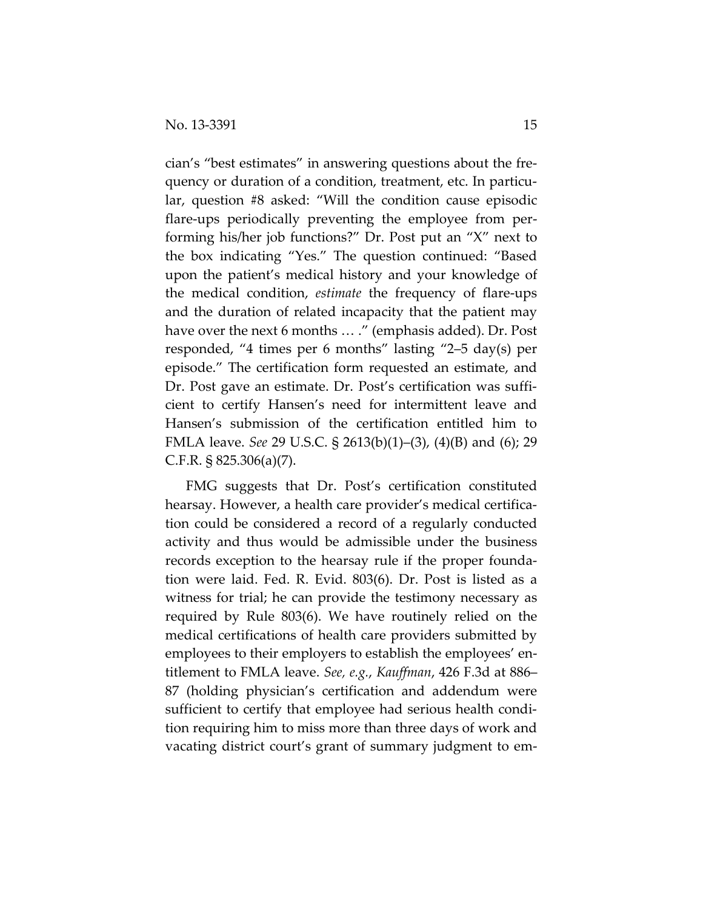cian's "best estimates" in answering questions about the frequency or duration of a condition, treatment, etc. In particular, question #8 asked: "Will the condition cause episodic flare-ups periodically preventing the employee from performing his/her job functions?" Dr. Post put an "X" next to the box indicating "Yes." The question continued: "Based upon the patient's medical history and your knowledge of the medical condition, *estimate* the frequency of flare-ups and the duration of related incapacity that the patient may have over the next 6 months … ." (emphasis added). Dr. Post responded, "4 times per 6 months" lasting "2–5 day(s) per episode." The certification form requested an estimate, and Dr. Post gave an estimate. Dr. Post's certification was sufficient to certify Hansen's need for intermittent leave and Hansen's submission of the certification entitled him to FMLA leave. *See* 29 U.S.C. § 2613(b)(1)–(3), (4)(B) and (6); 29 C.F.R. § 825.306(a)(7).

FMG suggests that Dr. Post's certification constituted hearsay. However, a health care provider's medical certification could be considered a record of a regularly conducted activity and thus would be admissible under the business records exception to the hearsay rule if the proper foundation were laid. Fed. R. Evid. 803(6). Dr. Post is listed as a witness for trial; he can provide the testimony necessary as required by Rule 803(6). We have routinely relied on the medical certifications of health care providers submitted by employees to their employers to establish the employees' entitlement to FMLA leave. *See, e.g.*, *Kauffman*, 426 F.3d at 886–87 (holding physician's certification and addendum were sufficient to certify that employee had serious health condition requiring him to miss more than three days of work and vacating district court's grant of summary judgment to em-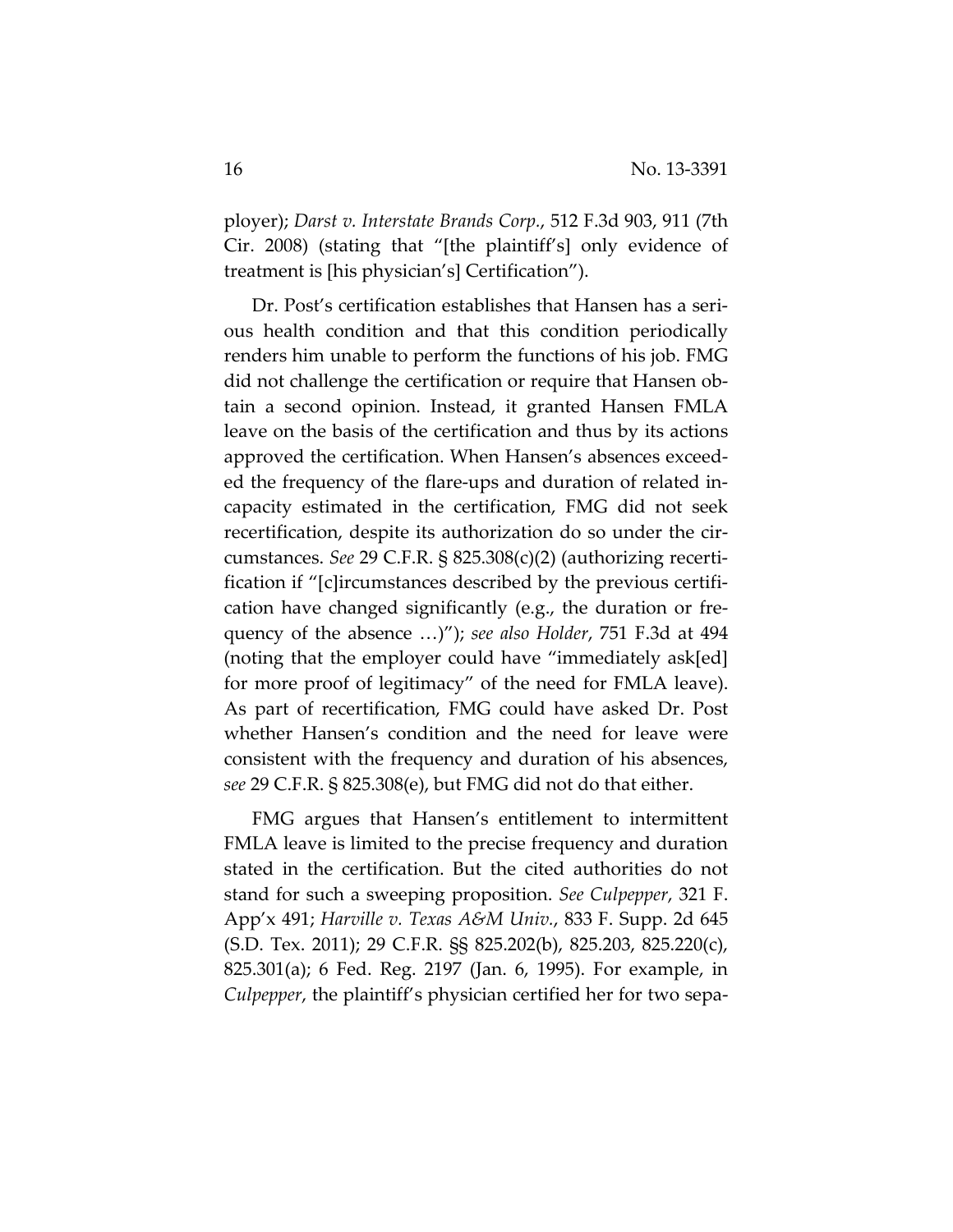ployer); *Darst v. Interstate Brands Corp.*, 512 F.3d 903, 911 (7th Cir. 2008) (stating that "[the plaintiff's] only evidence of treatment is [his physician's] Certification").

Dr. Post's certification establishes that Hansen has a serious health condition and that this condition periodically renders him unable to perform the functions of his job. FMG did not challenge the certification or require that Hansen obtain a second opinion. Instead, it granted Hansen FMLA leave on the basis of the certification and thus by its actions approved the certification. When Hansen's absences exceeded the frequency of the flare-ups and duration of related incapacity estimated in the certification, FMG did not seek recertification, despite its authorization do so under the circumstances. *See* 29 C.F.R. § 825.308(c)(2) (authorizing recertification if "[c]ircumstances described by the previous certification have changed significantly (e.g., the duration or frequency of the absence …)"); *see also Holder*, 751 F.3d at 494 (noting that the employer could have "immediately ask[ed] for more proof of legitimacy" of the need for FMLA leave). As part of recertification, FMG could have asked Dr. Post whether Hansen's condition and the need for leave were consistent with the frequency and duration of his absences, *see* 29 C.F.R. § 825.308(e), but FMG did not do that either.

FMG argues that Hansen's entitlement to intermittent FMLA leave is limited to the precise frequency and duration stated in the certification. But the cited authorities do not stand for such a sweeping proposition. *See Culpepper*, 321 F. App'x 491; *Harville v. Texas A&M Univ.*, 833 F. Supp. 2d 645 (S.D. Tex. 2011); 29 C.F.R. §§ 825.202(b), 825.203, 825.220(c), 825.301(a); 6 Fed. Reg. 2197 (Jan. 6, 1995). For example, in *Culpepper*, the plaintiff's physician certified her for two sepa-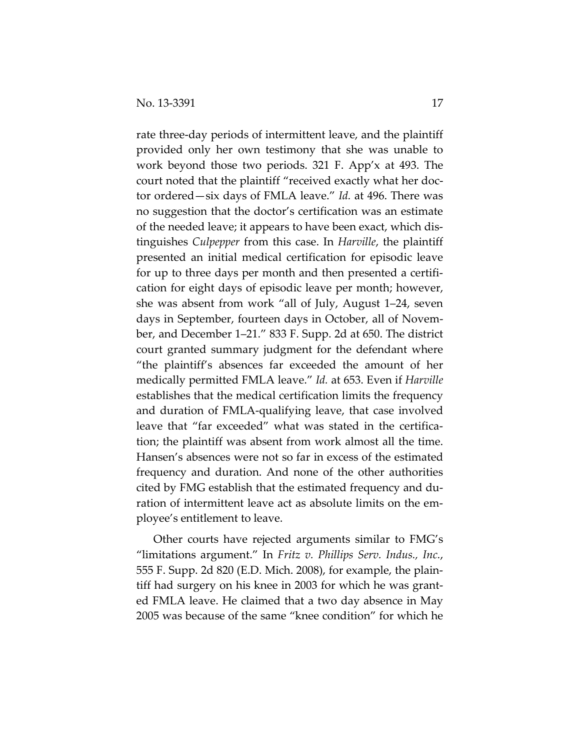rate three-day periods of intermittent leave, and the plaintiff provided only her own testimony that she was unable to work beyond those two periods. 321 F. App'x at 493. The court noted that the plaintiff "received exactly what her doctor ordered—six days of FMLA leave." *Id.* at 496. There was no suggestion that the doctor's certification was an estimate of the needed leave; it appears to have been exact, which distinguishes *Culpepper* from this case. In *Harville*, the plaintiff presented an initial medical certification for episodic leave for up to three days per month and then presented a certification for eight days of episodic leave per month; however, she was absent from work "all of July, August 1–24, seven days in September, fourteen days in October, all of November, and December 1–21." 833 F. Supp. 2d at 650. The district court granted summary judgment for the defendant where "the plaintiff's absences far exceeded the amount of her medically permitted FMLA leave." *Id.* at 653. Even if *Harville* establishes that the medical certification limits the frequency and duration of FMLA-qualifying leave, that case involved leave that "far exceeded" what was stated in the certification; the plaintiff was absent from work almost all the time. Hansen's absences were not so far in excess of the estimated frequency and duration. And none of the other authorities cited by FMG establish that the estimated frequency and duration of intermittent leave act as absolute limits on the employee's entitlement to leave.

Other courts have rejected arguments similar to FMG's "limitations argument." In *Fritz v. Phillips Serv. Indus., Inc.*, 555 F. Supp. 2d 820 (E.D. Mich. 2008), for example, the plaintiff had surgery on his knee in 2003 for which he was granted FMLA leave. He claimed that a two day absence in May 2005 was because of the same "knee condition" for which he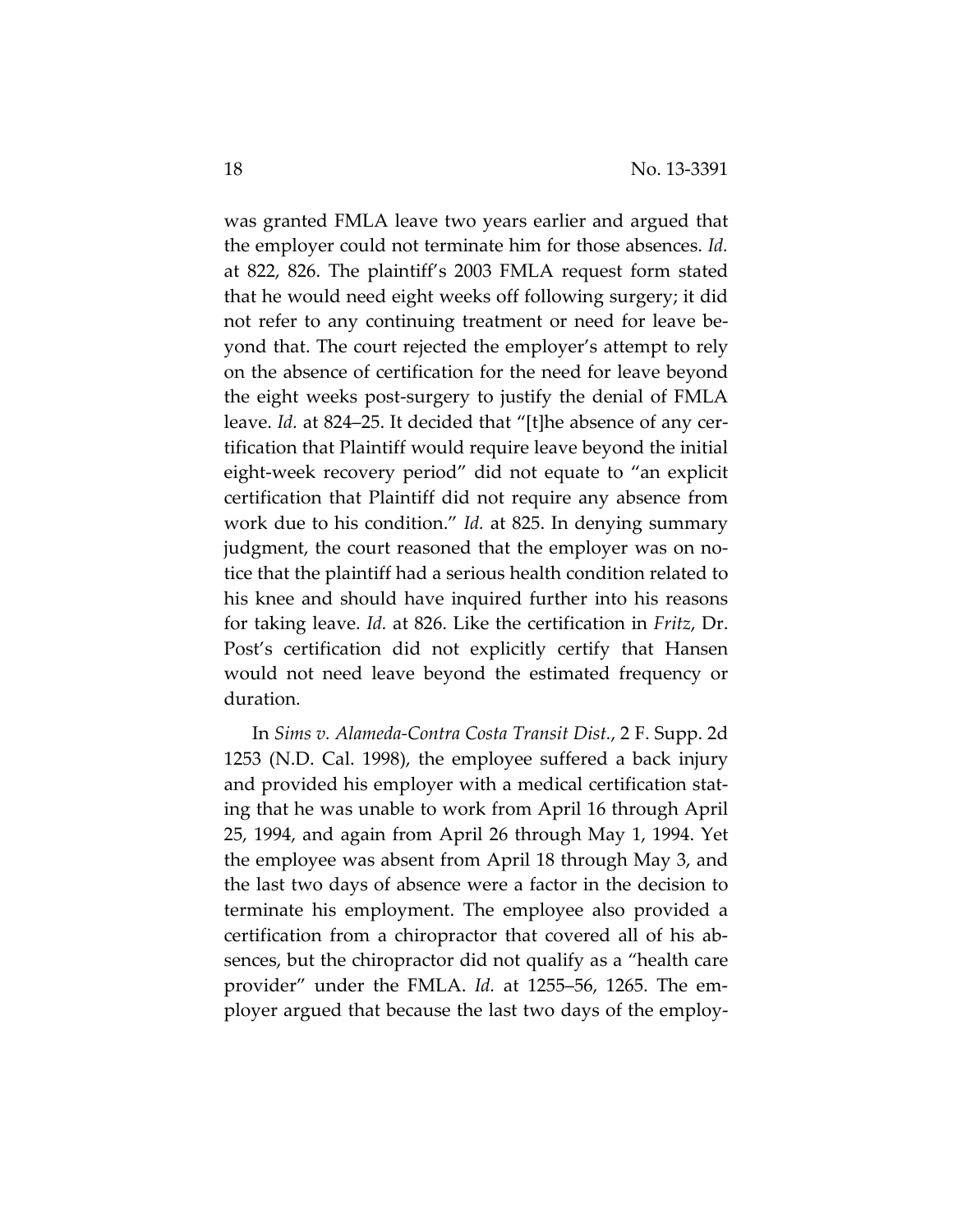was granted FMLA leave two years earlier and argued that the employer could not terminate him for those absences. *Id.* at 822, 826. The plaintiff's 2003 FMLA request form stated that he would need eight weeks off following surgery; it did not refer to any continuing treatment or need for leave beyond that. The court rejected the employer's attempt to rely on the absence of certification for the need for leave beyond the eight weeks post-surgery to justify the denial of FMLA leave. *Id.* at 824–25. It decided that "[t]he absence of any certification that Plaintiff would require leave beyond the initial eight-week recovery period" did not equate to "an explicit certification that Plaintiff did not require any absence from work due to his condition." *Id.* at 825. In denying summary judgment, the court reasoned that the employer was on notice that the plaintiff had a serious health condition related to his knee and should have inquired further into his reasons for taking leave. *Id.* at 826. Like the certification in *Fritz*, Dr. Post's certification did not explicitly certify that Hansen would not need leave beyond the estimated frequency or duration.

In *Sims v. Alameda-Contra Costa Transit Dist.*, 2 F. Supp. 2d 1253 (N.D. Cal. 1998), the employee suffered a back injury and provided his employer with a medical certification stating that he was unable to work from April 16 through April 25, 1994, and again from April 26 through May 1, 1994. Yet the employee was absent from April 18 through May 3, and the last two days of absence were a factor in the decision to terminate his employment. The employee also provided a certification from a chiropractor that covered all of his absences, but the chiropractor did not qualify as a "health care provider" under the FMLA. *Id.* at 1255–56, 1265. The employer argued that because the last two days of the employ-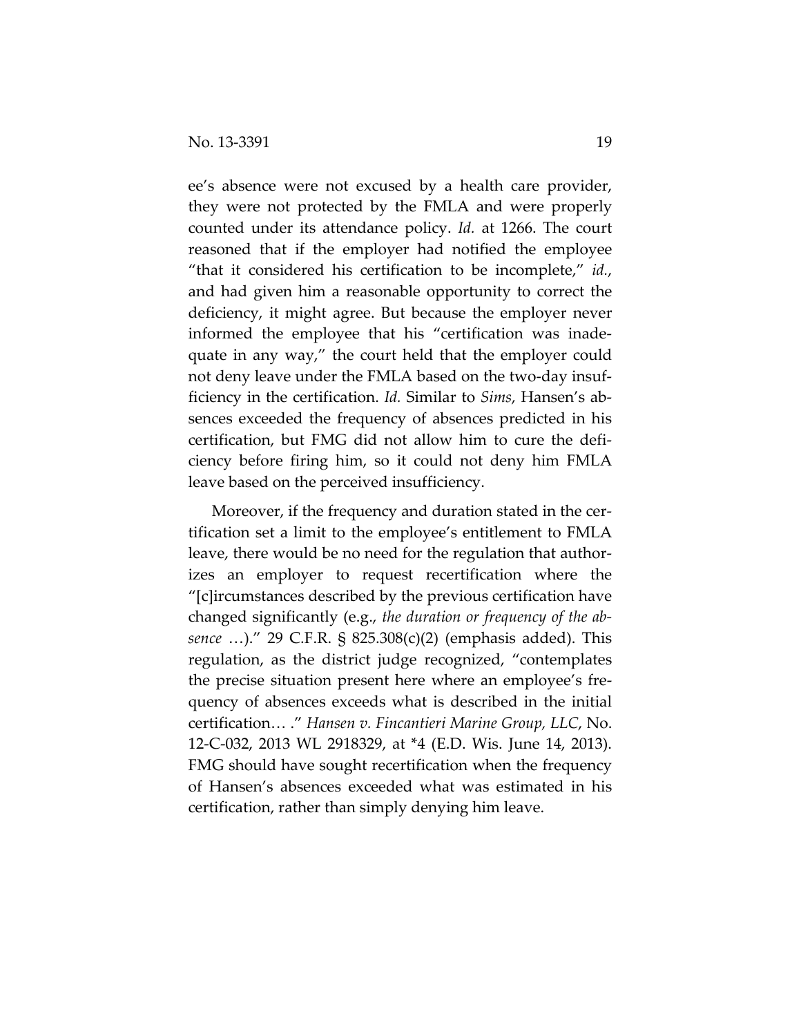ee's absence were not excused by a health care provider, they were not protected by the FMLA and were properly counted under its attendance policy. *Id.* at 1266. The court reasoned that if the employer had notified the employee "that it considered his certification to be incomplete," *id.*, and had given him a reasonable opportunity to correct the deficiency, it might agree. But because the employer never informed the employee that his "certification was inadequate in any way," the court held that the employer could not deny leave under the FMLA based on the two-day insufficiency in the certification. *Id.* Similar to *Sims*, Hansen's absences exceeded the frequency of absences predicted in his certification, but FMG did not allow him to cure the deficiency before firing him, so it could not deny him FMLA leave based on the perceived insufficiency.

Moreover, if the frequency and duration stated in the certification set a limit to the employee's entitlement to FMLA leave, there would be no need for the regulation that authorizes an employer to request recertification where the "[c]ircumstances described by the previous certification have changed significantly (e.g., *the duration or frequency of the absence* …)." 29 C.F.R. § 825.308(c)(2) (emphasis added). This regulation, as the district judge recognized, "contemplates the precise situation present here where an employee's frequency of absences exceeds what is described in the initial certification… ." *Hansen v. Fincantieri Marine Group, LLC*, No. 12-C-032, 2013 WL 2918329, at *4 (E.D. Wis. June 14, 2013). FMG should have sought recertification when the frequency of Hansen's absences exceeded what was estimated in his certification, rather than simply denying him leave.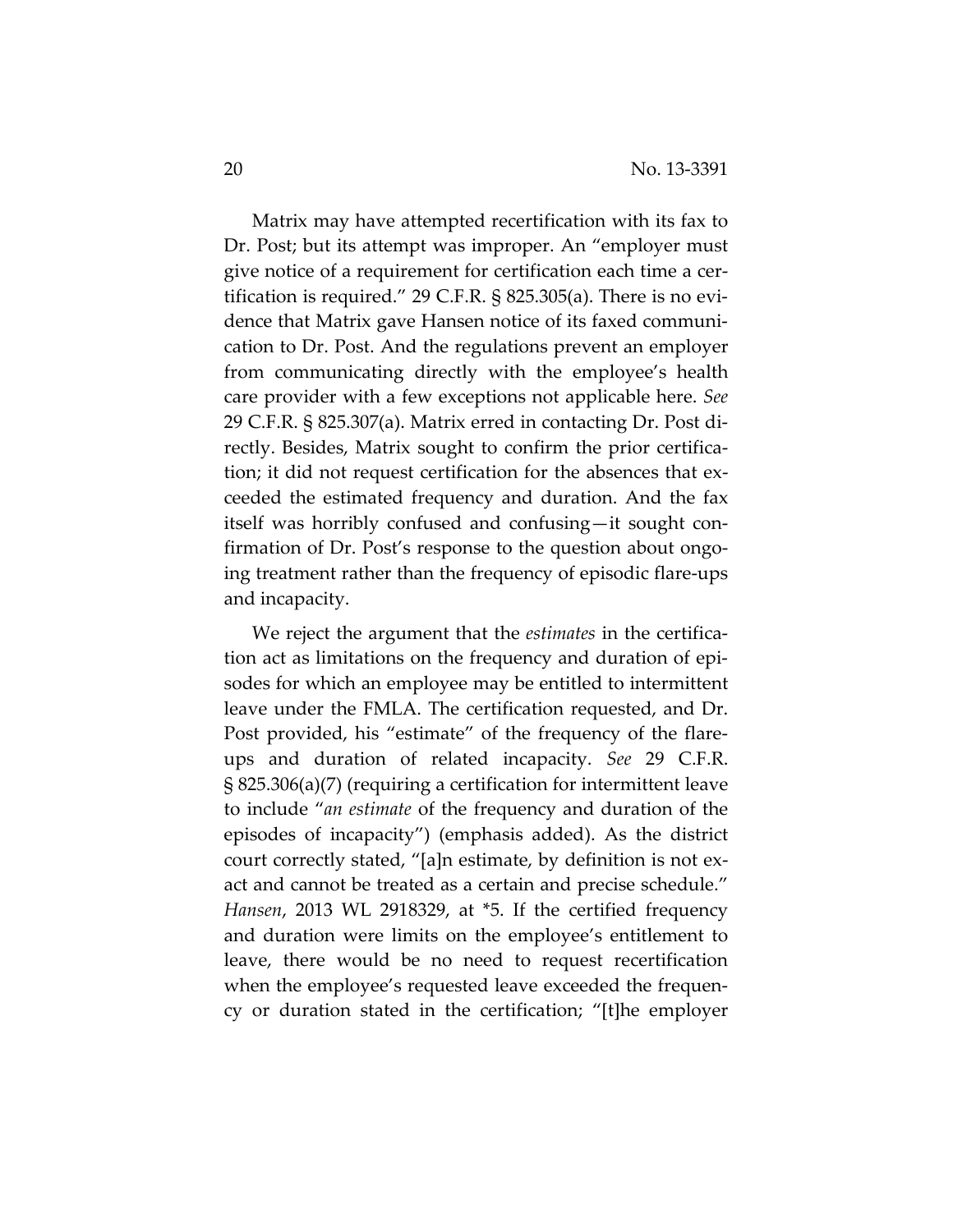Matrix may have attempted recertification with its fax to Dr. Post; but its attempt was improper. An "employer must give notice of a requirement for certification each time a certification is required." 29 C.F.R. § 825.305(a). There is no evidence that Matrix gave Hansen notice of its faxed communication to Dr. Post. And the regulations prevent an employer from communicating directly with the employee's health care provider with a few exceptions not applicable here. *See* 29 C.F.R. § 825.307(a). Matrix erred in contacting Dr. Post directly. Besides, Matrix sought to confirm the prior certification; it did not request certification for the absences that exceeded the estimated frequency and duration. And the fax itself was horribly confused and confusing—it sought confirmation of Dr. Post's response to the question about ongoing treatment rather than the frequency of episodic flare-ups and incapacity.

We reject the argument that the *estimates* in the certification act as limitations on the frequency and duration of episodes for which an employee may be entitled to intermittent leave under the FMLA. The certification requested, and Dr. Post provided, his "estimate" of the frequency of the flare-ups and duration of related incapacity. *See* 29 C.F.R. § 825.306(a)(7) (requiring a certification for intermittent leave to include "*an estimate* of the frequency and duration of the episodes of incapacity") (emphasis added). As the district court correctly stated, "[a]n estimate, by definition is not exact and cannot be treated as a certain and precise schedule." *Hansen*, 2013 WL 2918329, at *5. If the certified frequency and duration were limits on the employee's entitlement to leave, there would be no need to request recertification when the employee's requested leave exceeded the frequency or duration stated in the certification; "[t]he employer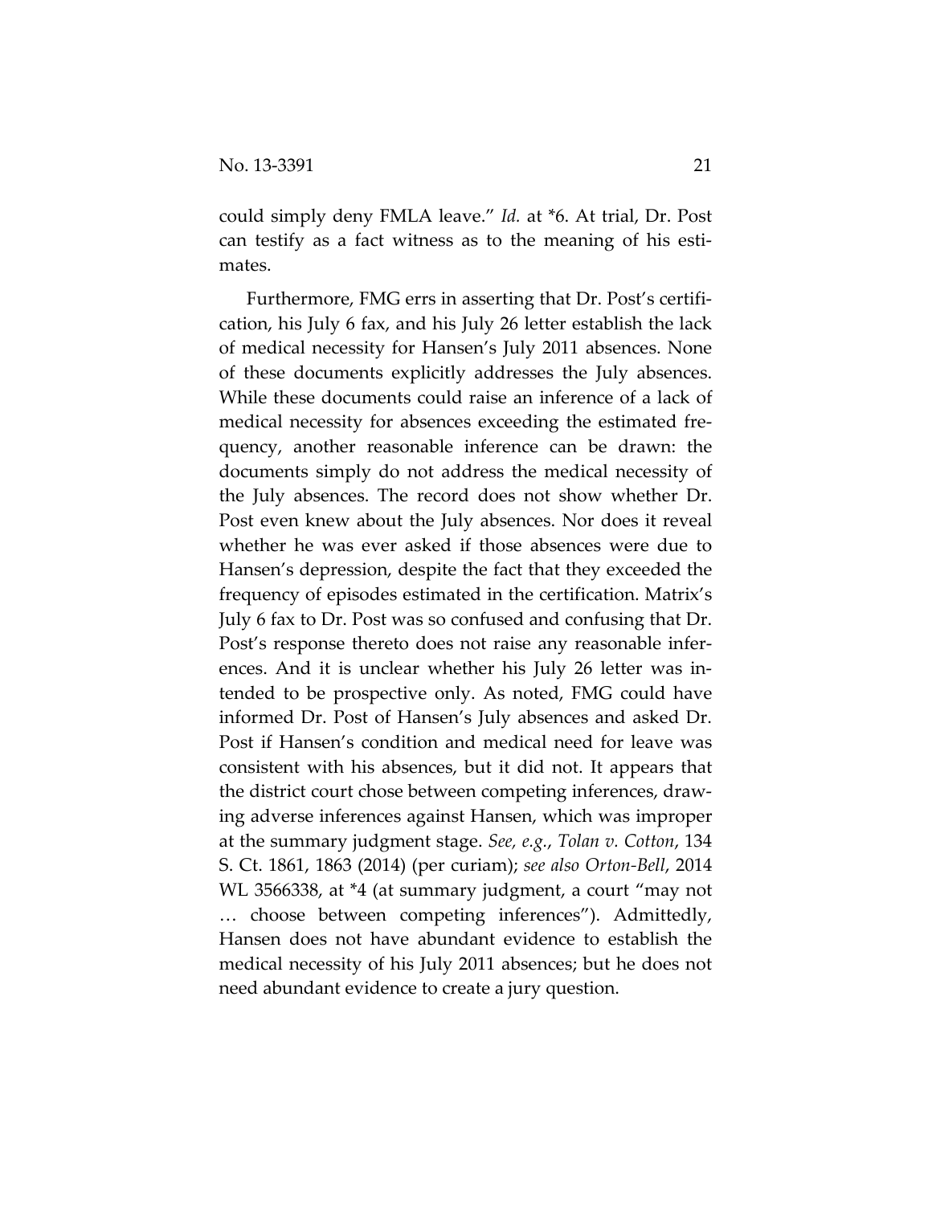could simply deny FMLA leave." *Id.* at *6. At trial, Dr. Post can testify as a fact witness as to the meaning of his estimates.

Furthermore, FMG errs in asserting that Dr. Post's certification, his July 6 fax, and his July 26 letter establish the lack of medical necessity for Hansen's July 2011 absences. None of these documents explicitly addresses the July absences. While these documents could raise an inference of a lack of medical necessity for absences exceeding the estimated frequency, another reasonable inference can be drawn: the documents simply do not address the medical necessity of the July absences. The record does not show whether Dr. Post even knew about the July absences. Nor does it reveal whether he was ever asked if those absences were due to Hansen's depression, despite the fact that they exceeded the frequency of episodes estimated in the certification. Matrix's July 6 fax to Dr. Post was so confused and confusing that Dr. Post's response thereto does not raise any reasonable inferences. And it is unclear whether his July 26 letter was intended to be prospective only. As noted, FMG could have informed Dr. Post of Hansen's July absences and asked Dr. Post if Hansen's condition and medical need for leave was consistent with his absences, but it did not. It appears that the district court chose between competing inferences, drawing adverse inferences against Hansen, which was improper at the summary judgment stage. *See, e.g.*, *Tolan v. Cotton*, 134 S. Ct. 1861, 1863 (2014) (per curiam); *see also Orton-Bell*, 2014 WL 3566338, at *4 (at summary judgment, a court "may not … choose between competing inferences"). Admittedly, Hansen does not have abundant evidence to establish the medical necessity of his July 2011 absences; but he does not need abundant evidence to create a jury question.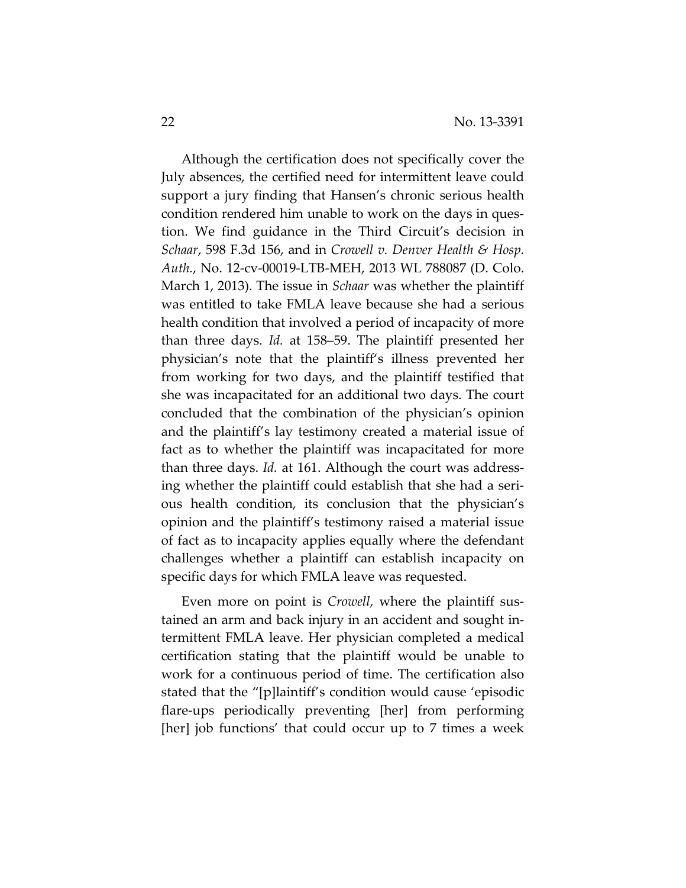Although the certification does not specifically cover the July absences, the certified need for intermittent leave could support a jury finding that Hansen's chronic serious health condition rendered him unable to work on the days in question. We find guidance in the Third Circuit's decision in *Schaar*, 598 F.3d 156, and in *Crowell v. Denver Health & Hosp. Auth.*, No. 12-cv-00019-LTB-MEH, 2013 WL 788087 (D. Colo. March 1, 2013). The issue in *Schaar* was whether the plaintiff was entitled to take FMLA leave because she had a serious health condition that involved a period of incapacity of more than three days. *Id.* at 158–59. The plaintiff presented her physician's note that the plaintiff's illness prevented her from working for two days, and the plaintiff testified that she was incapacitated for an additional two days. The court concluded that the combination of the physician's opinion and the plaintiff's lay testimony created a material issue of fact as to whether the plaintiff was incapacitated for more than three days. *Id.* at 161. Although the court was addressing whether the plaintiff could establish that she had a serious health condition, its conclusion that the physician's opinion and the plaintiff's testimony raised a material issue of fact as to incapacity applies equally where the defendant challenges whether a plaintiff can establish incapacity on specific days for which FMLA leave was requested.

Even more on point is *Crowell*, where the plaintiff sustained an arm and back injury in an accident and sought intermittent FMLA leave. Her physician completed a medical certification stating that the plaintiff would be unable to work for a continuous period of time. The certification also stated that the "[p]laintiff's condition would cause 'episodic flare-ups periodically preventing [her] from performing [her] job functions' that could occur up to 7 times a week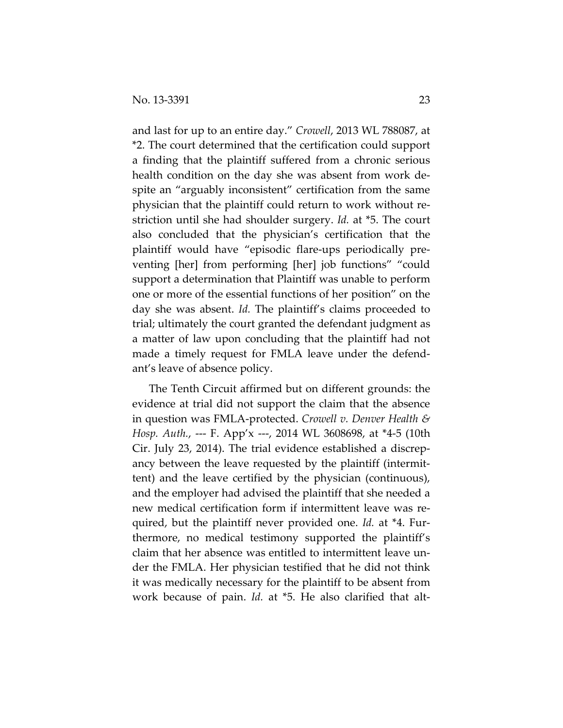and last for up to an entire day." *Crowell*, 2013 WL 788087, at *2. The court determined that the certification could support a finding that the plaintiff suffered from a chronic serious health condition on the day she was absent from work despite an "arguably inconsistent" certification from the same physician that the plaintiff could return to work without restriction until she had shoulder surgery. *Id.* at *5. The court also concluded that the physician's certification that the plaintiff would have "episodic flare-ups periodically preventing [her] from performing [her] job functions" "could support a determination that Plaintiff was unable to perform one or more of the essential functions of her position" on the day she was absent. *Id.* The plaintiff's claims proceeded to trial; ultimately the court granted the defendant judgment as a matter of law upon concluding that the plaintiff had not made a timely request for FMLA leave under the defendant's leave of absence policy.

The Tenth Circuit affirmed but on different grounds: the evidence at trial did not support the claim that the absence in question was FMLA-protected. *Crowell v. Denver Health & Hosp. Auth.*, --- F. App'x ---, 2014 WL 3608698, at *4-5 (10th Cir. July 23, 2014). The trial evidence established a discrepancy between the leave requested by the plaintiff (intermittent) and the leave certified by the physician (continuous), and the employer had advised the plaintiff that she needed a new medical certification form if intermittent leave was required, but the plaintiff never provided one. *Id.* at *4. Furthermore, no medical testimony supported the plaintiff's claim that her absence was entitled to intermittent leave under the FMLA. Her physician testified that he did not think it was medically necessary for the plaintiff to be absent from work because of pain. *Id.* at *5. He also clarified that alt-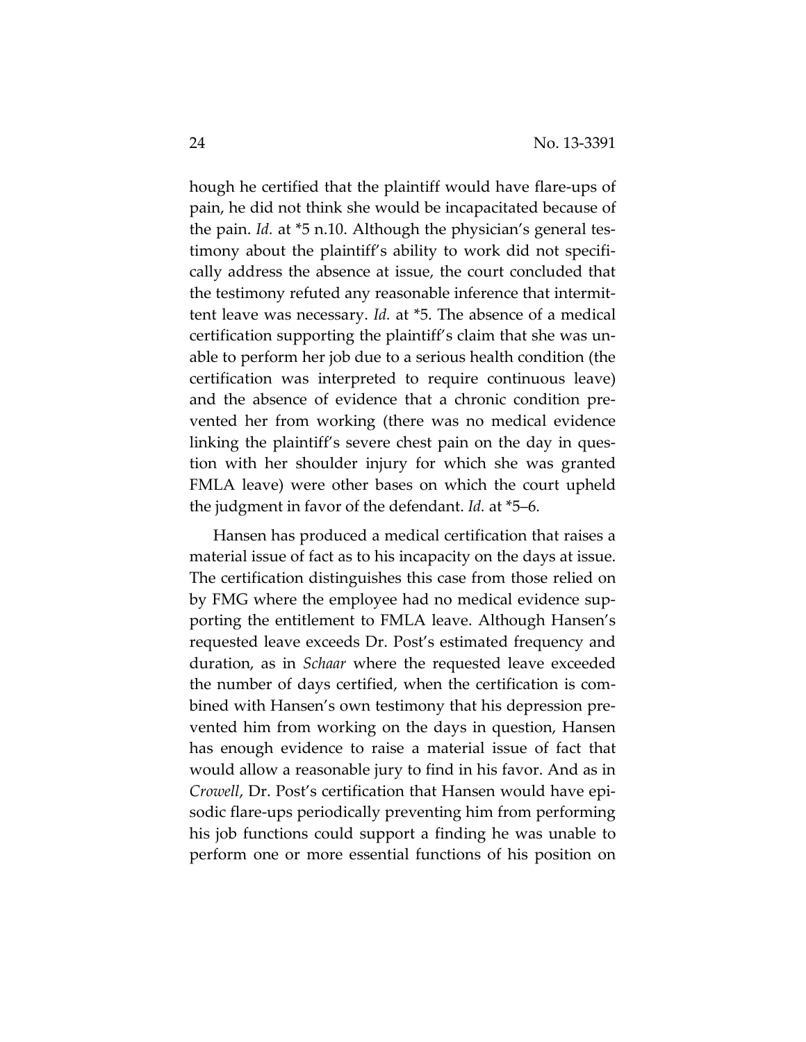hough he certified that the plaintiff would have flare-ups of pain, he did not think she would be incapacitated because of the pain. *Id.* at *5 n.10. Although the physician's general testimony about the plaintiff's ability to work did not specifically address the absence at issue, the court concluded that the testimony refuted any reasonable inference that intermittent leave was necessary. *Id.* at *5. The absence of a medical certification supporting the plaintiff's claim that she was unable to perform her job due to a serious health condition (the certification was interpreted to require continuous leave) and the absence of evidence that a chronic condition prevented her from working (there was no medical evidence linking the plaintiff's severe chest pain on the day in question with her shoulder injury for which she was granted FMLA leave) were other bases on which the court upheld the judgment in favor of the defendant. *Id.* at *5–6.

Hansen has produced a medical certification that raises a material issue of fact as to his incapacity on the days at issue. The certification distinguishes this case from those relied on by FMG where the employee had no medical evidence supporting the entitlement to FMLA leave. Although Hansen's requested leave exceeds Dr. Post's estimated frequency and duration, as in *Schaar* where the requested leave exceeded the number of days certified, when the certification is combined with Hansen's own testimony that his depression prevented him from working on the days in question, Hansen has enough evidence to raise a material issue of fact that would allow a reasonable jury to find in his favor. And as in *Crowell*, Dr. Post's certification that Hansen would have episodic flare-ups periodically preventing him from performing his job functions could support a finding he was unable to perform one or more essential functions of his position on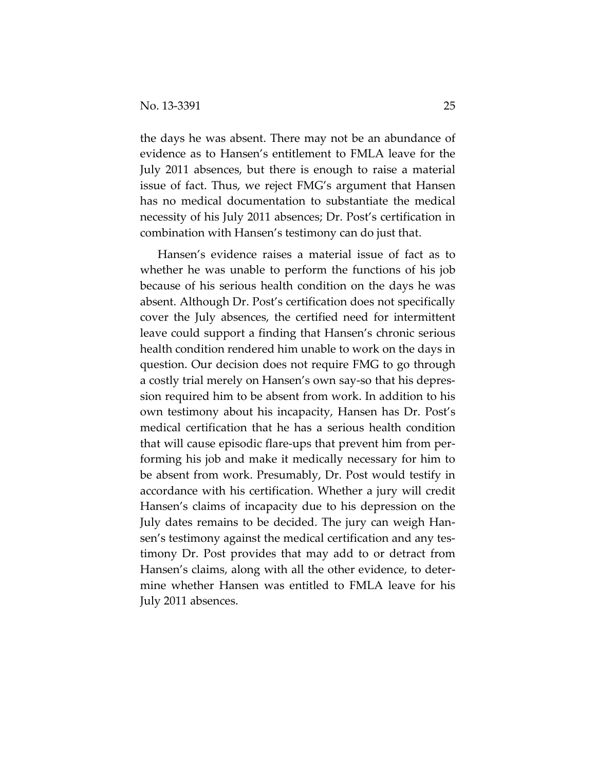the days he was absent. There may not be an abundance of evidence as to Hansen's entitlement to FMLA leave for the July 2011 absences, but there is enough to raise a material issue of fact. Thus, we reject FMG's argument that Hansen has no medical documentation to substantiate the medical necessity of his July 2011 absences; Dr. Post's certification in combination with Hansen's testimony can do just that.

Hansen's evidence raises a material issue of fact as to whether he was unable to perform the functions of his job because of his serious health condition on the days he was absent. Although Dr. Post's certification does not specifically cover the July absences, the certified need for intermittent leave could support a finding that Hansen's chronic serious health condition rendered him unable to work on the days in question. Our decision does not require FMG to go through a costly trial merely on Hansen's own say-so that his depression required him to be absent from work. In addition to his own testimony about his incapacity, Hansen has Dr. Post's medical certification that he has a serious health condition that will cause episodic flare-ups that prevent him from performing his job and make it medically necessary for him to be absent from work. Presumably, Dr. Post would testify in accordance with his certification. Whether a jury will credit Hansen's claims of incapacity due to his depression on the July dates remains to be decided. The jury can weigh Hansen's testimony against the medical certification and any testimony Dr. Post provides that may add to or detract from Hansen's claims, along with all the other evidence, to determine whether Hansen was entitled to FMLA leave for his July 2011 absences.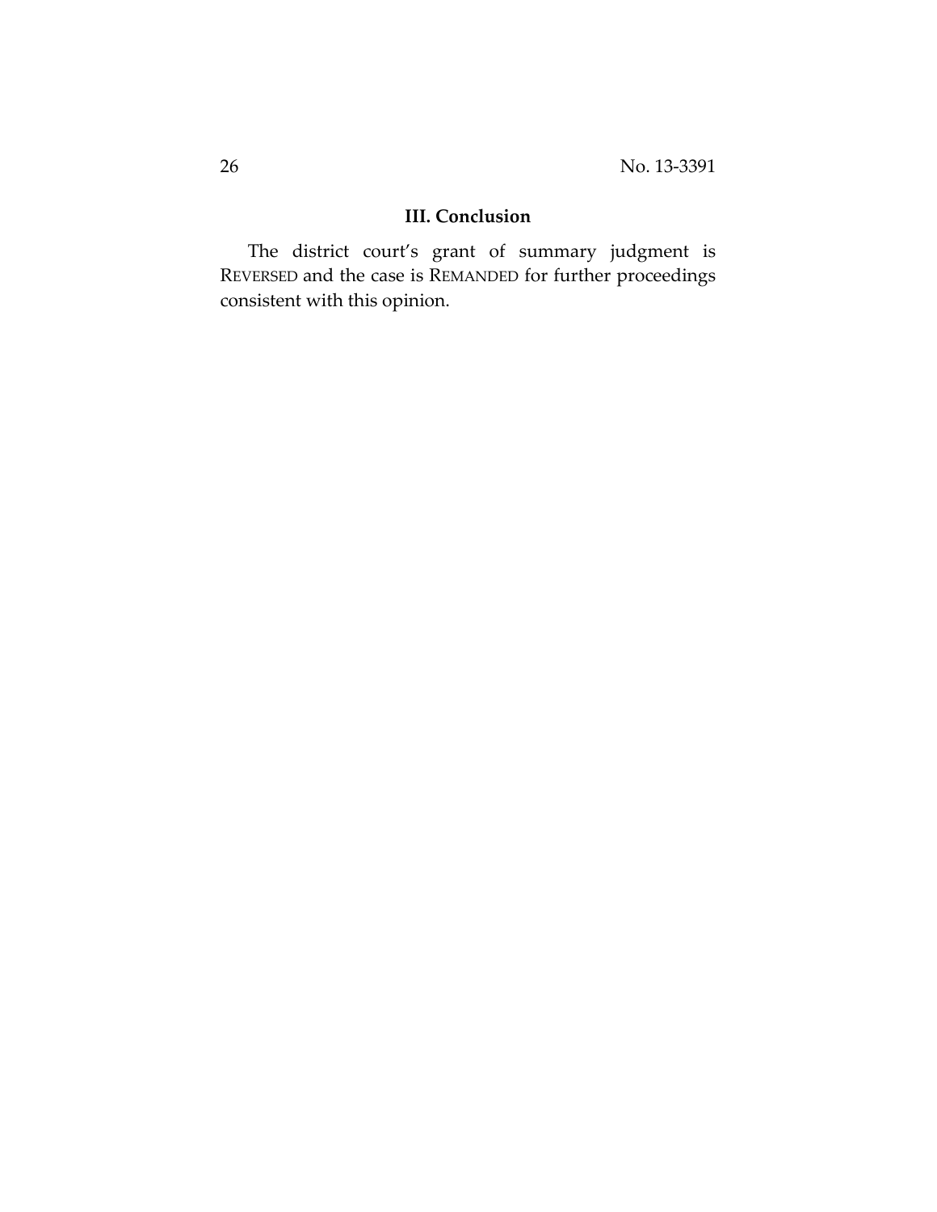### III. Conclusion

The district court's grant of summary judgment is REVERSED and the case is REMANDED for further proceedings consistent with this opinion.